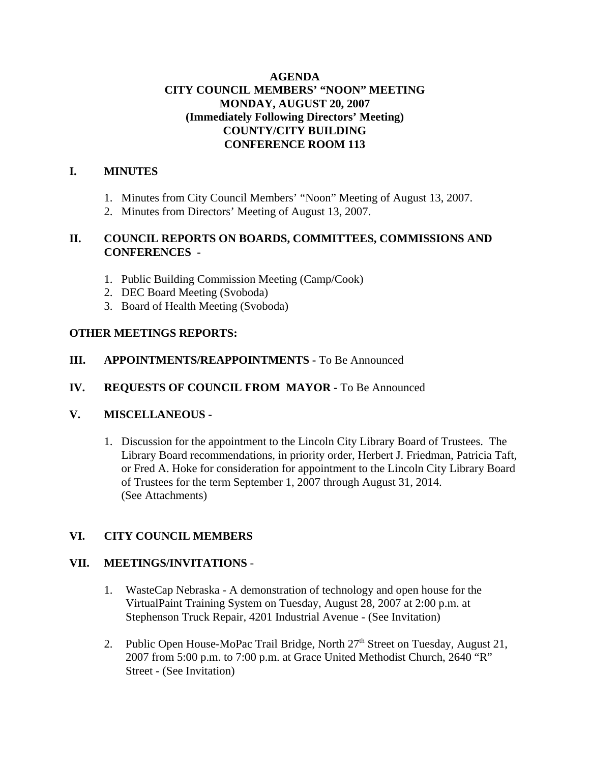# AGENDA
## CITY COUNCIL MEMBERS' "NOON" MEETING
## MONDAY, AUGUST 20, 2007
## (Immediately Following Directors' Meeting)
## COUNTY/CITY BUILDING
## CONFERENCE ROOM 113

**I. MINUTES**

1. Minutes from City Council Members' "Noon" Meeting of August 13, 2007.
2. Minutes from Directors' Meeting of August 13, 2007.

**II. COUNCIL REPORTS ON BOARDS, COMMITTEES, COMMISSIONS AND CONFERENCES -**

1. Public Building Commission Meeting (Camp/Cook)
2. DEC Board Meeting (Svoboda)
3. Board of Health Meeting (Svoboda)

**OTHER MEETINGS REPORTS:**

**III. APPOINTMENTS/REAPPOINTMENTS -** To Be Announced

**IV. REQUESTS OF COUNCIL FROM MAYOR -** To Be Announced

**V. MISCELLANEOUS -**

1. Discussion for the appointment to the Lincoln City Library Board of Trustees. The Library Board recommendations, in priority order, Herbert J. Friedman, Patricia Taft, or Fred A. Hoke for consideration for appointment to the Lincoln City Library Board of Trustees for the term September 1, 2007 through August 31, 2014. (See Attachments)

**VI. CITY COUNCIL MEMBERS**

**VII. MEETINGS/INVITATIONS** -

1. WasteCap Nebraska - A demonstration of technology and open house for the VirtualPaint Training System on Tuesday, August 28, 2007 at 2:00 p.m. at Stephenson Truck Repair, 4201 Industrial Avenue - (See Invitation)

2. Public Open House-MoPac Trail Bridge, North 27th Street on Tuesday, August 21, 2007 from 5:00 p.m. to 7:00 p.m. at Grace United Methodist Church, 2640 "R" Street - (See Invitation)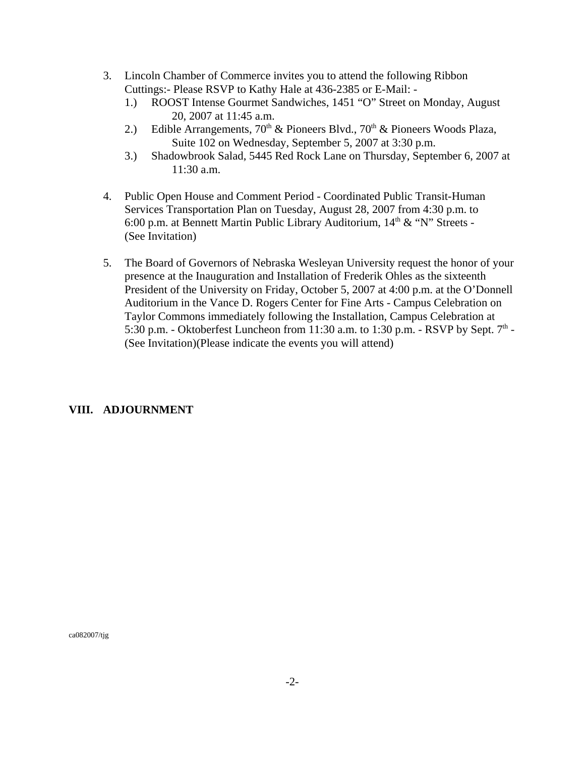3. Lincoln Chamber of Commerce invites you to attend the following Ribbon Cuttings:- Please RSVP to Kathy Hale at 436-2385 or E-Mail: -
   1.) ROOST Intense Gourmet Sandwiches, 1451 “O” Street on Monday, August 20, 2007 at 11:45 a.m.
   2.) Edible Arrangements, 70th & Pioneers Blvd., 70th & Pioneers Woods Plaza, Suite 102 on Wednesday, September 5, 2007 at 3:30 p.m.
   3.) Shadowbrook Salad, 5445 Red Rock Lane on Thursday, September 6, 2007 at 11:30 a.m.

4. Public Open House and Comment Period - Coordinated Public Transit-Human Services Transportation Plan on Tuesday, August 28, 2007 from 4:30 p.m. to 6:00 p.m. at Bennett Martin Public Library Auditorium, 14th & “N” Streets - (See Invitation)

5. The Board of Governors of Nebraska Wesleyan University request the honor of your presence at the Inauguration and Installation of Frederik Ohles as the sixteenth President of the University on Friday, October 5, 2007 at 4:00 p.m. at the O’Donnell Auditorium in the Vance D. Rogers Center for Fine Arts - Campus Celebration on Taylor Commons immediately following the Installation, Campus Celebration at 5:30 p.m. - Oktoberfest Luncheon from 11:30 a.m. to 1:30 p.m. - RSVP by Sept. 7th - (See Invitation)(Please indicate the events you will attend)

**VIII. ADJOURNMENT**

ca082007/tjg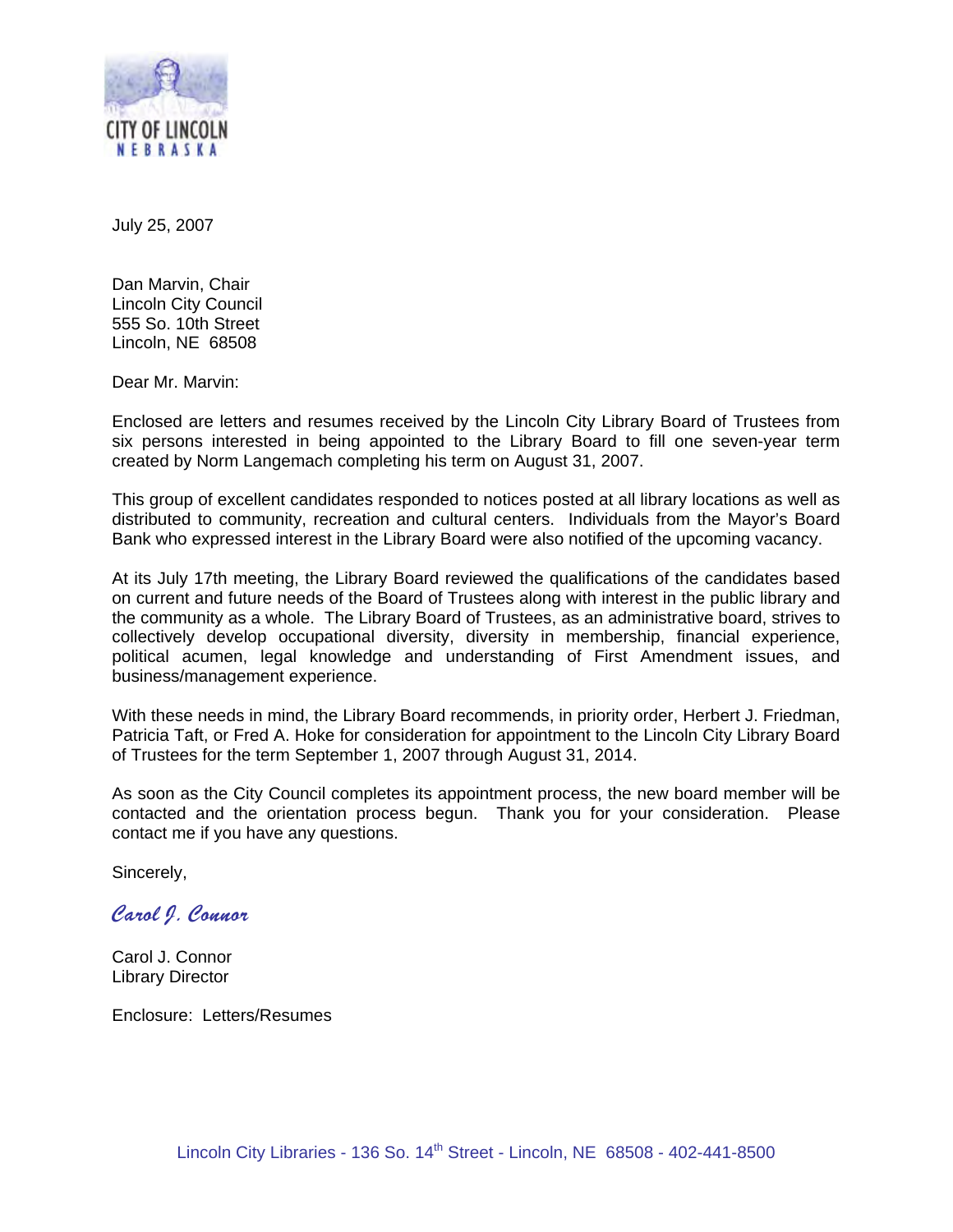CITY OF LINCOLN
NEBRASKA

July 25, 2007

Dan Marvin, Chair
Lincoln City Council
555 So. 10th Street
Lincoln, NE 68508

Dear Mr. Marvin:

Enclosed are letters and resumes received by the Lincoln City Library Board of Trustees from six persons interested in being appointed to the Library Board to fill one seven-year term created by Norm Langemach completing his term on August 31, 2007.

This group of excellent candidates responded to notices posted at all library locations as well as distributed to community, recreation and cultural centers. Individuals from the Mayor's Board Bank who expressed interest in the Library Board were also notified of the upcoming vacancy.

At its July 17th meeting, the Library Board reviewed the qualifications of the candidates based on current and future needs of the Board of Trustees along with interest in the public library and the community as a whole. The Library Board of Trustees, as an administrative board, strives to collectively develop occupational diversity, diversity in membership, financial experience, political acumen, legal knowledge and understanding of First Amendment issues, and business/management experience.

With these needs in mind, the Library Board recommends, in priority order, Herbert J. Friedman, Patricia Taft, or Fred A. Hoke for consideration for appointment to the Lincoln City Library Board of Trustees for the term September 1, 2007 through August 31, 2014.

As soon as the City Council completes its appointment process, the new board member will be contacted and the orientation process begun. Thank you for your consideration. Please contact me if you have any questions.

Sincerely,

*Carol J. Connor*

Carol J. Connor
Library Director

Enclosure: Letters/Resumes

Lincoln City Libraries - 136 So. 14th Street - Lincoln, NE 68508 - 402-441-8500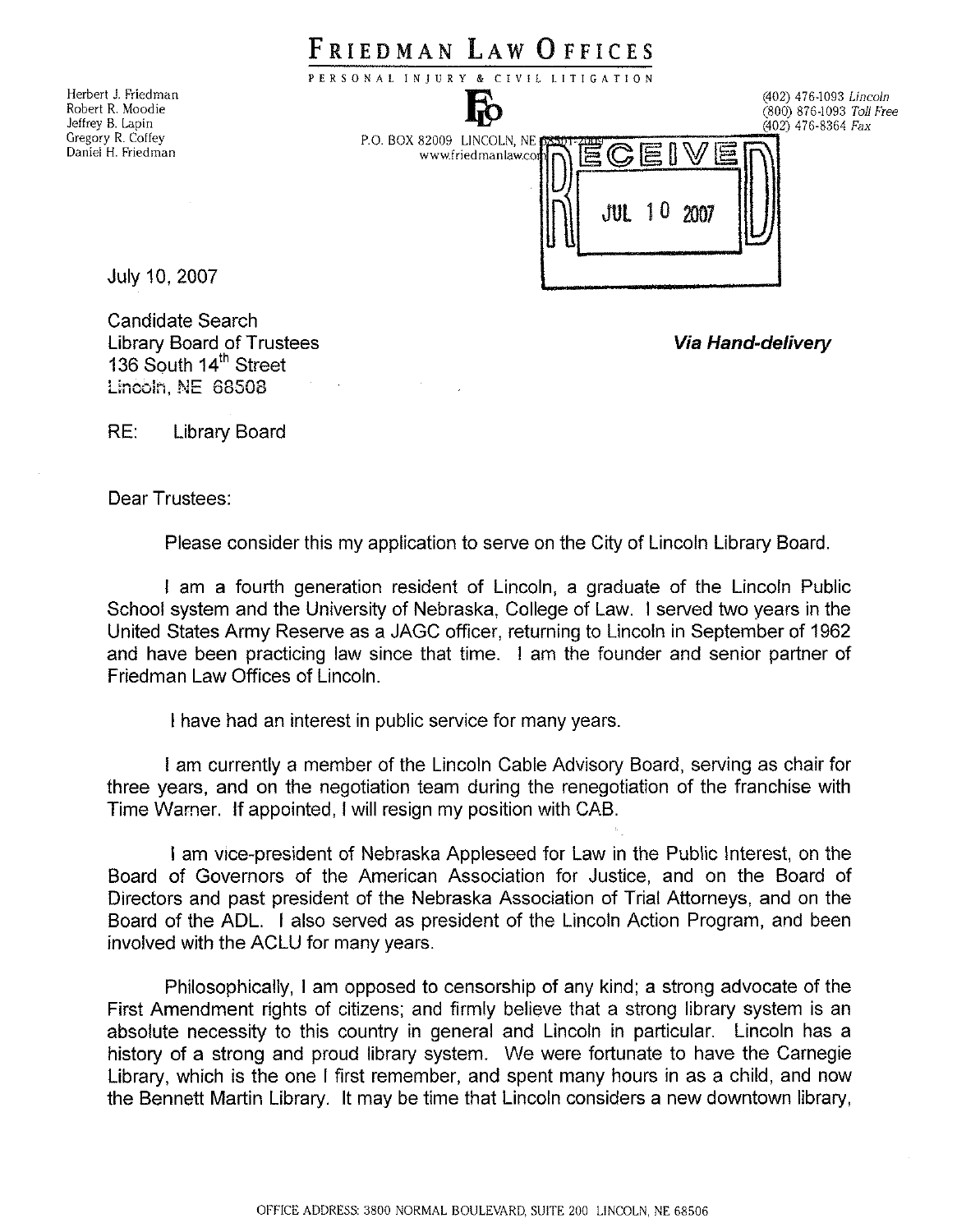# FRIEDMAN LAW OFFICES

PERSONAL INJURY & CIVIL LITIGATION

Herbert J. Friedman
Robert R. Moodie
Jeffrey B. Lapin
Gregory R. Coffey
Daniel H. Friedman

P.O. BOX 82009 LINCOLN, NE 68501-2009
www.friedmanlaw.com

(402) 476-1093 *Lincoln*
(800) 876-1093 *Toll Free*
(402) 476-8364 *Fax*

RECEIVED
JUL 10 2007

July 10, 2007

Candidate Search
Library Board of Trustees
136 South 14th Street
Lincoln, NE 68508

***Via Hand-delivery***

RE: Library Board

Dear Trustees:

Please consider this my application to serve on the City of Lincoln Library Board.

I am a fourth generation resident of Lincoln, a graduate of the Lincoln Public School system and the University of Nebraska, College of Law. I served two years in the United States Army Reserve as a JAGC officer, returning to Lincoln in September of 1962 and have been practicing law since that time. I am the founder and senior partner of Friedman Law Offices of Lincoln.

I have had an interest in public service for many years.

I am currently a member of the Lincoln Cable Advisory Board, serving as chair for three years, and on the negotiation team during the renegotiation of the franchise with Time Warner. If appointed, I will resign my position with CAB.

I am vice-president of Nebraska Appleseed for Law in the Public Interest, on the Board of Governors of the American Association for Justice, and on the Board of Directors and past president of the Nebraska Association of Trial Attorneys, and on the Board of the ADL. I also served as president of the Lincoln Action Program, and been involved with the ACLU for many years.

Philosophically, I am opposed to censorship of any kind; a strong advocate of the First Amendment rights of citizens; and firmly believe that a strong library system is an absolute necessity to this country in general and Lincoln in particular. Lincoln has a history of a strong and proud library system. We were fortunate to have the Carnegie Library, which is the one I first remember, and spent many hours in as a child, and now the Bennett Martin Library. It may be time that Lincoln considers a new downtown library,

OFFICE ADDRESS: 3800 NORMAL BOULEVARD, SUITE 200 LINCOLN, NE 68506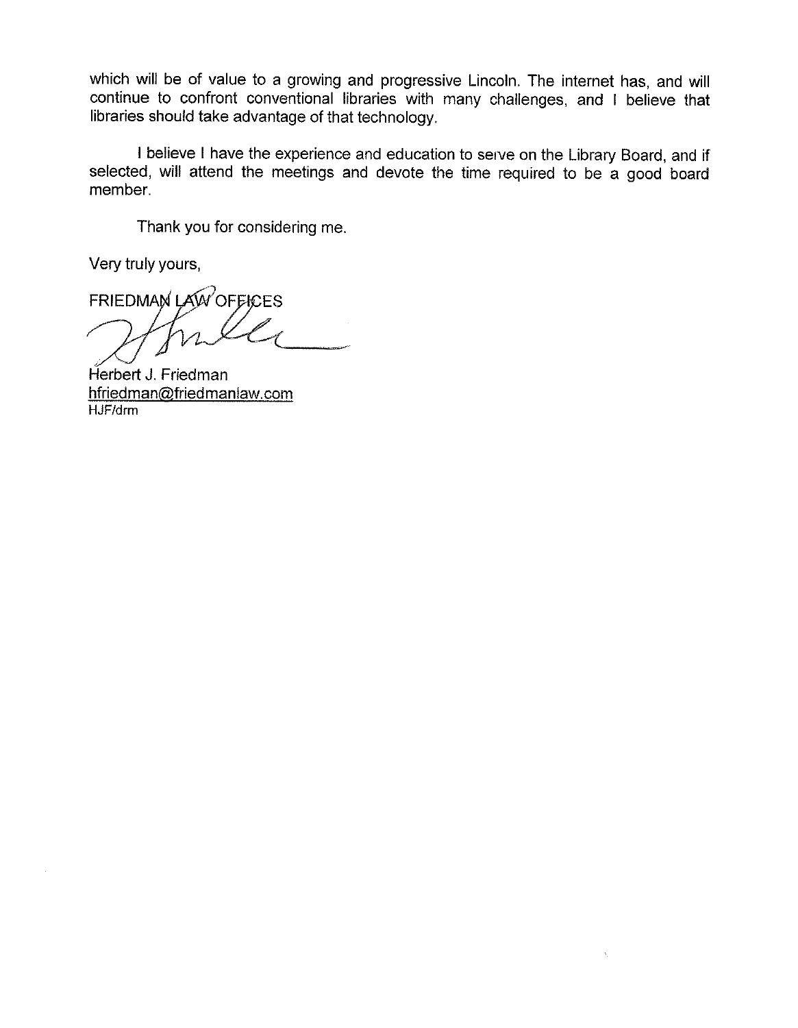which will be of value to a growing and progressive Lincoln. The internet has, and will continue to confront conventional libraries with many challenges, and I believe that libraries should take advantage of that technology.

I believe I have the experience and education to serve on the Library Board, and if selected, will attend the meetings and devote the time required to be a good board member.

Thank you for considering me.

Very truly yours,

FRIEDMAN LAW OFFICES

Herbert J. Friedman
hfriedman@friedmanlaw.com
HJF/drm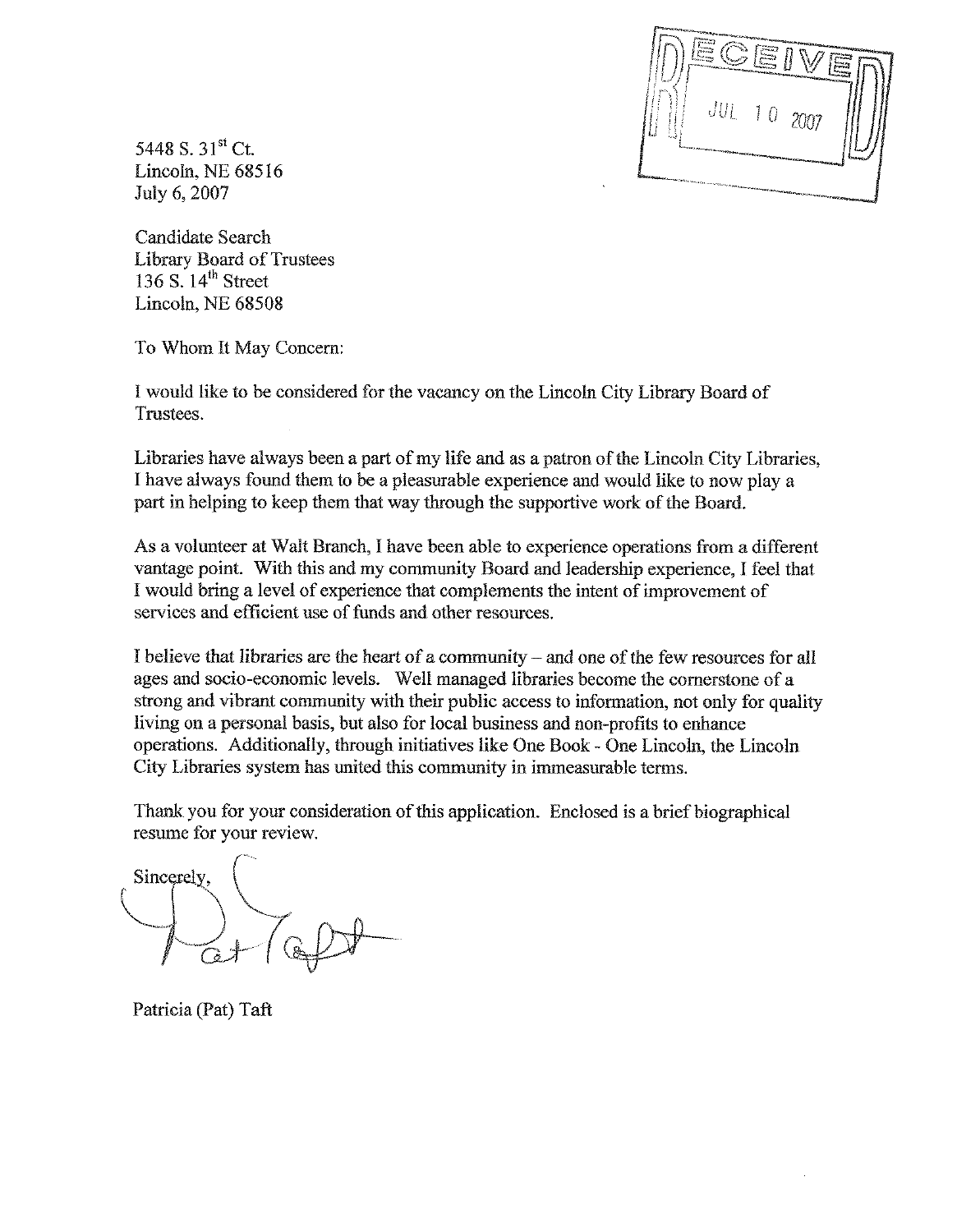RECEIVED JUL 10 2007

5448 S. 31st Ct.
Lincoln, NE 68516
July 6, 2007

Candidate Search
Library Board of Trustees
136 S. 14th Street
Lincoln, NE 68508

To Whom It May Concern:

I would like to be considered for the vacancy on the Lincoln City Library Board of Trustees.

Libraries have always been a part of my life and as a patron of the Lincoln City Libraries, I have always found them to be a pleasurable experience and would like to now play a part in helping to keep them that way through the supportive work of the Board.

As a volunteer at Walt Branch, I have been able to experience operations from a different vantage point. With this and my community Board and leadership experience, I feel that I would bring a level of experience that complements the intent of improvement of services and efficient use of funds and other resources.

I believe that libraries are the heart of a community – and one of the few resources for all ages and socio-economic levels. Well managed libraries become the cornerstone of a strong and vibrant community with their public access to information, not only for quality living on a personal basis, but also for local business and non-profits to enhance operations. Additionally, through initiatives like One Book - One Lincoln, the Lincoln City Libraries system has united this community in immeasurable terms.

Thank you for your consideration of this application. Enclosed is a brief biographical resume for your review.

Sincerely,

Pat Taft

Patricia (Pat) Taft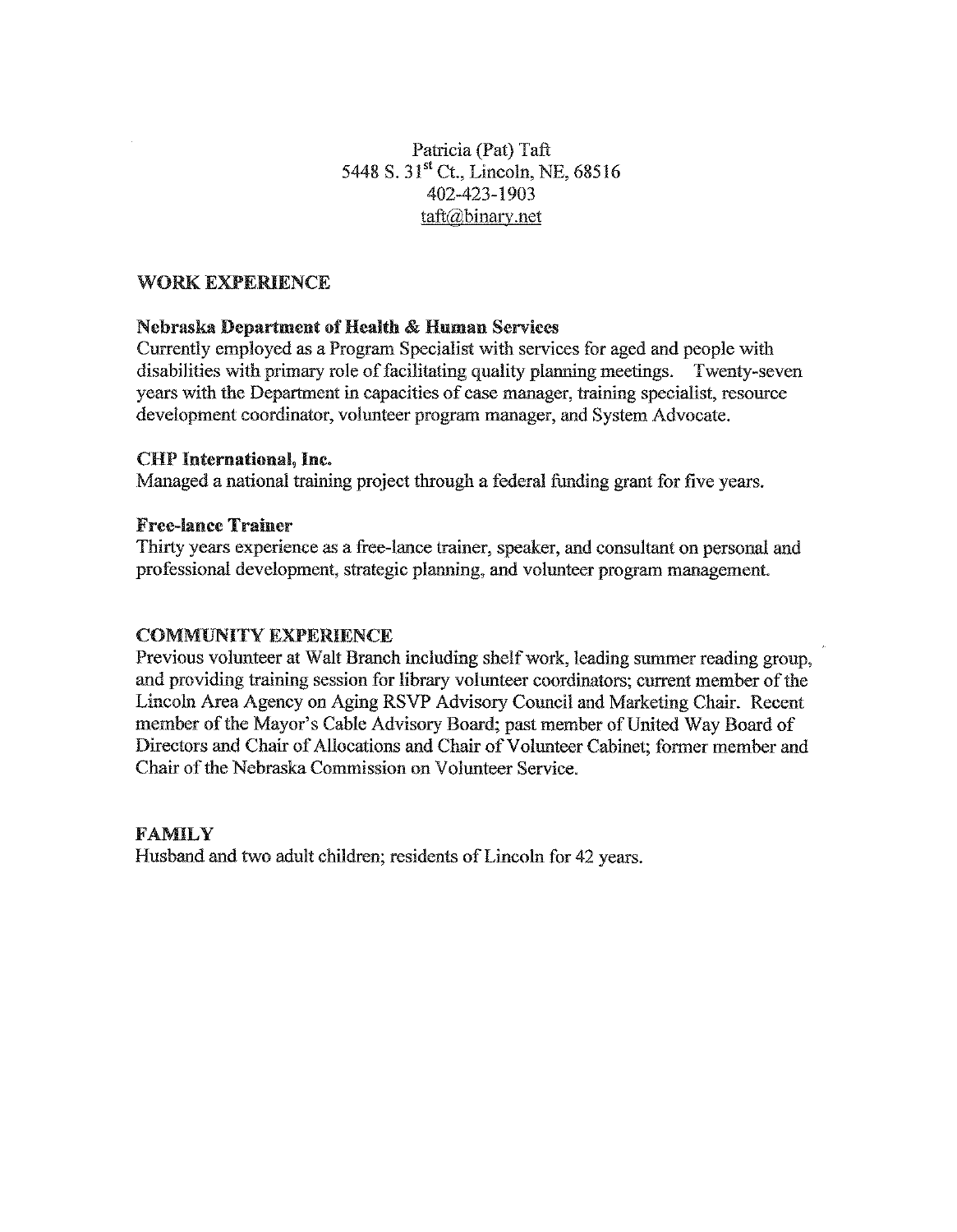Patricia (Pat) Taft
5448 S. 31st Ct., Lincoln, NE, 68516
402-423-1903
taft@binary.net

## WORK EXPERIENCE

**Nebraska Department of Health & Human Services**
Currently employed as a Program Specialist with services for aged and people with disabilities with primary role of facilitating quality planning meetings. Twenty-seven years with the Department in capacities of case manager, training specialist, resource development coordinator, volunteer program manager, and System Advocate.

**CHP International, Inc.**
Managed a national training project through a federal funding grant for five years.

**Free-lance Trainer**
Thirty years experience as a free-lance trainer, speaker, and consultant on personal and professional development, strategic planning, and volunteer program management.

## COMMUNITY EXPERIENCE

Previous volunteer at Walt Branch including shelf work, leading summer reading group, and providing training session for library volunteer coordinators; current member of the Lincoln Area Agency on Aging RSVP Advisory Council and Marketing Chair. Recent member of the Mayor's Cable Advisory Board; past member of United Way Board of Directors and Chair of Allocations and Chair of Volunteer Cabinet; former member and Chair of the Nebraska Commission on Volunteer Service.

## FAMILY

Husband and two adult children; residents of Lincoln for 42 years.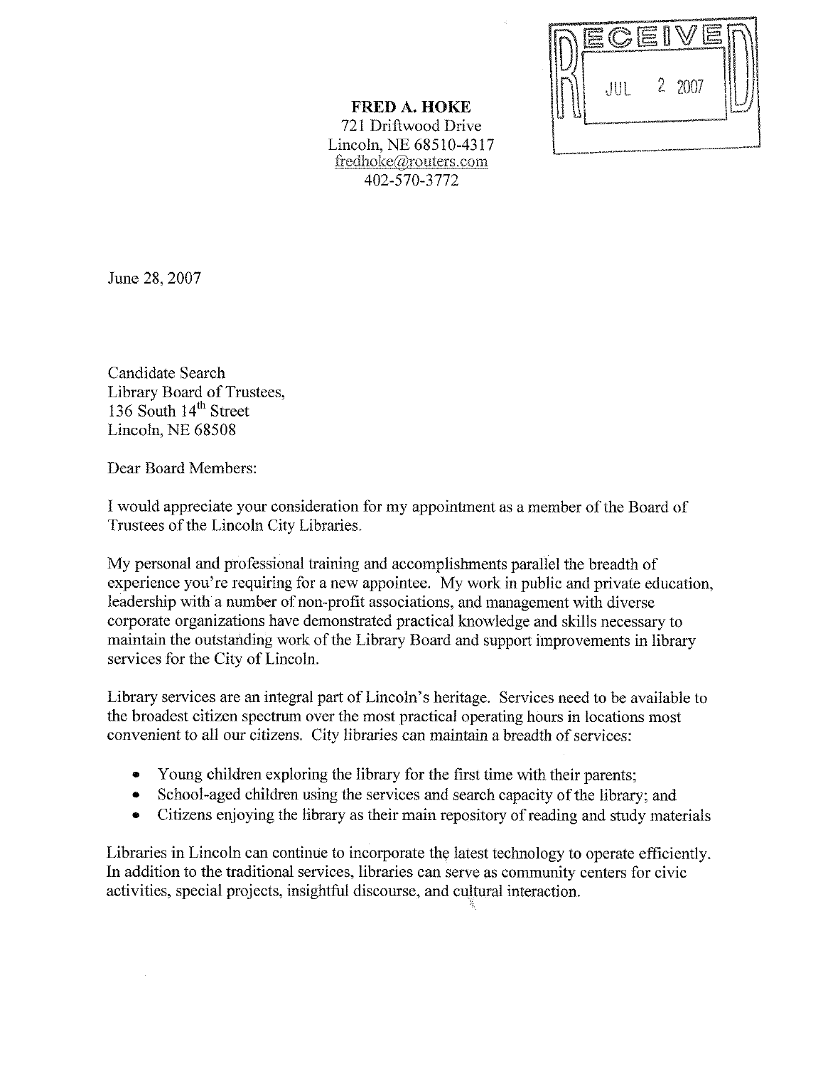RECEIVED JUL 2 2007

**FRED A. HOKE**
721 Driftwood Drive
Lincoln, NE 68510-4317
fredhoke@routers.com
402-570-3772

June 28, 2007

Candidate Search
Library Board of Trustees,
136 South 14th Street
Lincoln, NE 68508

Dear Board Members:

I would appreciate your consideration for my appointment as a member of the Board of Trustees of the Lincoln City Libraries.

My personal and professional training and accomplishments parallel the breadth of experience you're requiring for a new appointee. My work in public and private education, leadership with a number of non-profit associations, and management with diverse corporate organizations have demonstrated practical knowledge and skills necessary to maintain the outstanding work of the Library Board and support improvements in library services for the City of Lincoln.

Library services are an integral part of Lincoln's heritage. Services need to be available to the broadest citizen spectrum over the most practical operating hours in locations most convenient to all our citizens. City libraries can maintain a breadth of services:

- Young children exploring the library for the first time with their parents;
- School-aged children using the services and search capacity of the library; and
- Citizens enjoying the library as their main repository of reading and study materials

Libraries in Lincoln can continue to incorporate the latest technology to operate efficiently. In addition to the traditional services, libraries can serve as community centers for civic activities, special projects, insightful discourse, and cultural interaction.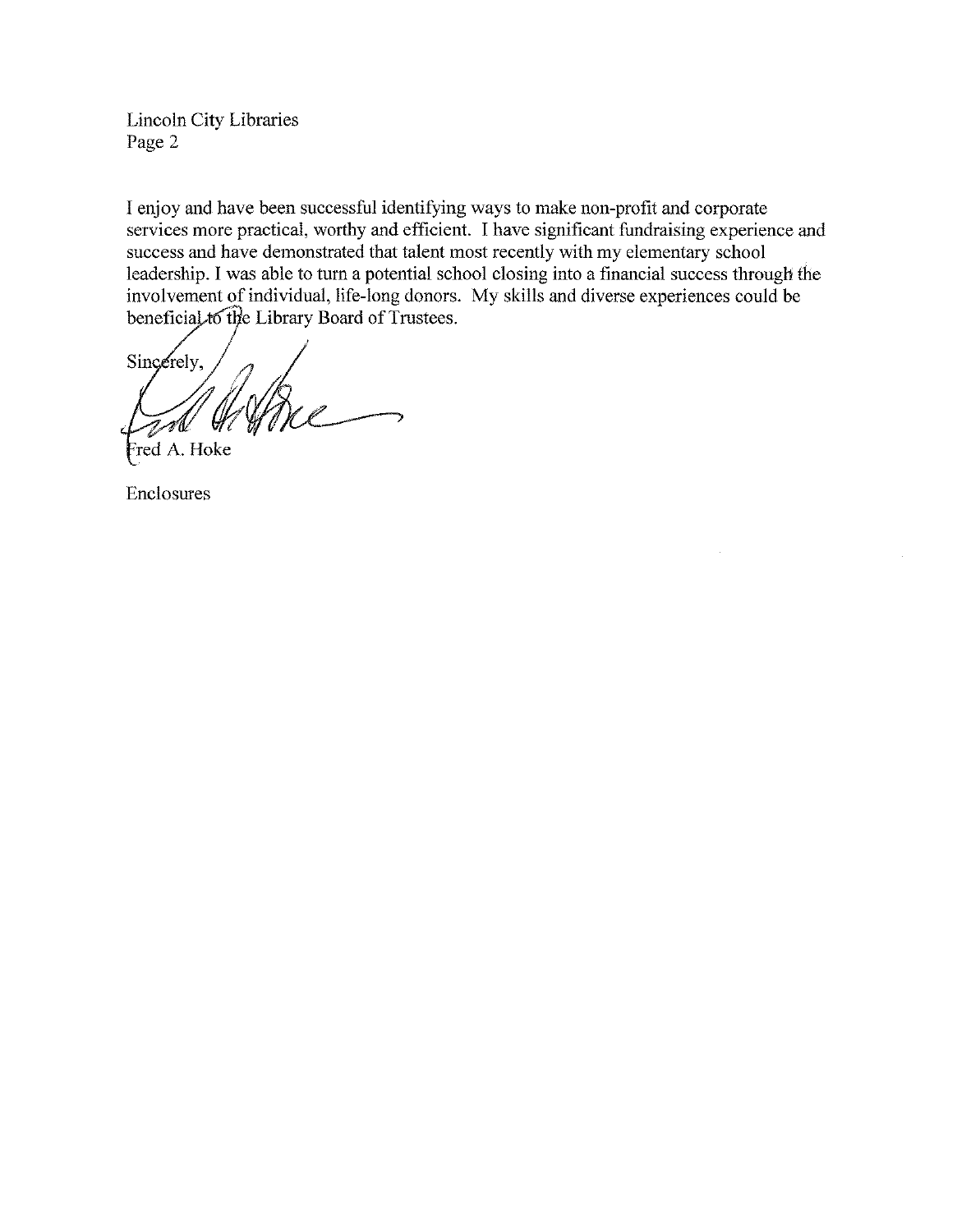Lincoln City Libraries
Page 2

I enjoy and have been successful identifying ways to make non-profit and corporate services more practical, worthy and efficient. I have significant fundraising experience and success and have demonstrated that talent most recently with my elementary school leadership. I was able to turn a potential school closing into a financial success through the involvement of individual, life-long donors. My skills and diverse experiences could be beneficial to the Library Board of Trustees.

Sincerely,

Fred A. Hoke

Enclosures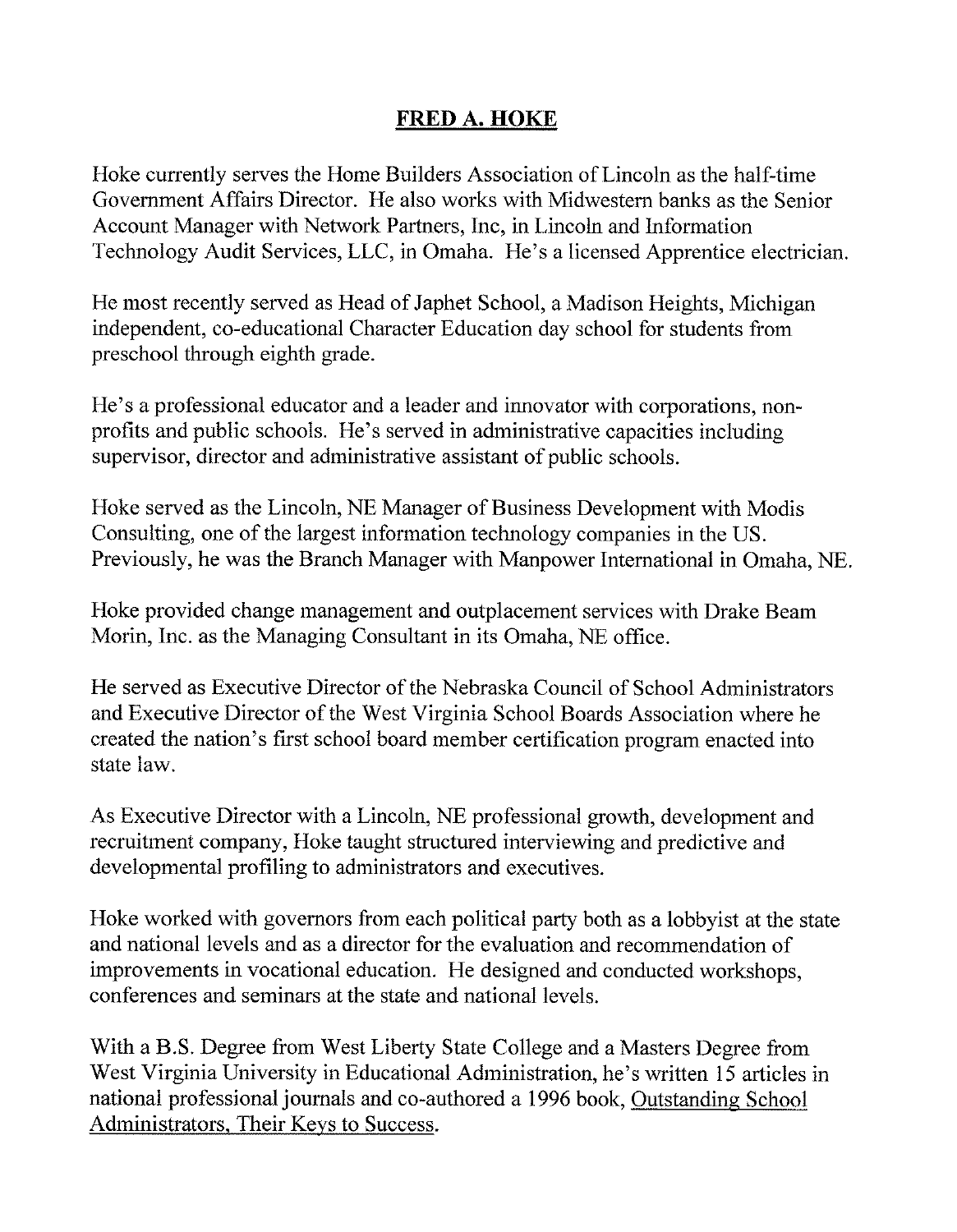# **FRED A. HOKE**

Hoke currently serves the Home Builders Association of Lincoln as the half-time Government Affairs Director. He also works with Midwestern banks as the Senior Account Manager with Network Partners, Inc, in Lincoln and Information Technology Audit Services, LLC, in Omaha. He's a licensed Apprentice electrician.

He most recently served as Head of Japhet School, a Madison Heights, Michigan independent, co-educational Character Education day school for students from preschool through eighth grade.

He's a professional educator and a leader and innovator with corporations, non-profits and public schools. He's served in administrative capacities including supervisor, director and administrative assistant of public schools.

Hoke served as the Lincoln, NE Manager of Business Development with Modis Consulting, one of the largest information technology companies in the US. Previously, he was the Branch Manager with Manpower International in Omaha, NE.

Hoke provided change management and outplacement services with Drake Beam Morin, Inc. as the Managing Consultant in its Omaha, NE office.

He served as Executive Director of the Nebraska Council of School Administrators and Executive Director of the West Virginia School Boards Association where he created the nation's first school board member certification program enacted into state law.

As Executive Director with a Lincoln, NE professional growth, development and recruitment company, Hoke taught structured interviewing and predictive and developmental profiling to administrators and executives.

Hoke worked with governors from each political party both as a lobbyist at the state and national levels and as a director for the evaluation and recommendation of improvements in vocational education. He designed and conducted workshops, conferences and seminars at the state and national levels.

With a B.S. Degree from West Liberty State College and a Masters Degree from West Virginia University in Educational Administration, he's written 15 articles in national professional journals and co-authored a 1996 book, Outstanding School Administrators, Their Keys to Success.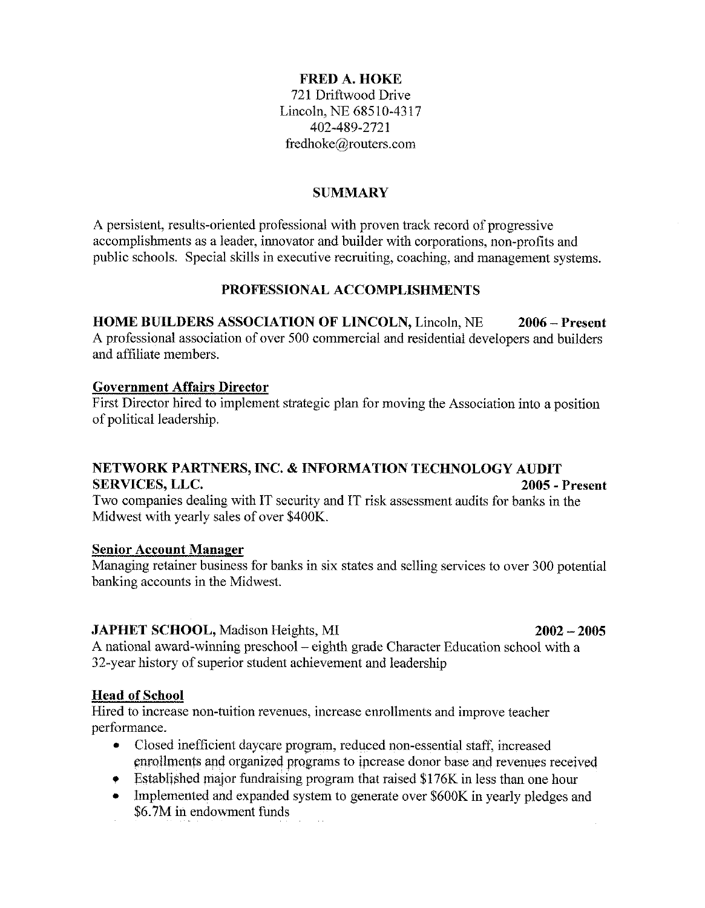**FRED A. HOKE**
721 Driftwood Drive
Lincoln, NE 68510-4317
402-489-2721
fredhoke@routers.com

## SUMMARY

A persistent, results-oriented professional with proven track record of progressive accomplishments as a leader, innovator and builder with corporations, non-profits and public schools. Special skills in executive recruiting, coaching, and management systems.

## PROFESSIONAL ACCOMPLISHMENTS

**HOME BUILDERS ASSOCIATION OF LINCOLN,** Lincoln, NE **2006 – Present**
A professional association of over 500 commercial and residential developers and builders and affiliate members.

**Government Affairs Director**
First Director hired to implement strategic plan for moving the Association into a position of political leadership.

**NETWORK PARTNERS, INC. & INFORMATION TECHNOLOGY AUDIT SERVICES, LLC.** **2005 - Present**
Two companies dealing with IT security and IT risk assessment audits for banks in the Midwest with yearly sales of over $400K.

**Senior Account Manager**
Managing retainer business for banks in six states and selling services to over 300 potential banking accounts in the Midwest.

**JAPHET SCHOOL,** Madison Heights, MI **2002 – 2005**
A national award-winning preschool – eighth grade Character Education school with a 32-year history of superior student achievement and leadership

**Head of School**
Hired to increase non-tuition revenues, increase enrollments and improve teacher performance.

- Closed inefficient daycare program, reduced non-essential staff, increased enrollments and organized programs to increase donor base and revenues received
- Established major fundraising program that raised $176K in less than one hour
- Implemented and expanded system to generate over $600K in yearly pledges and $6.7M in endowment funds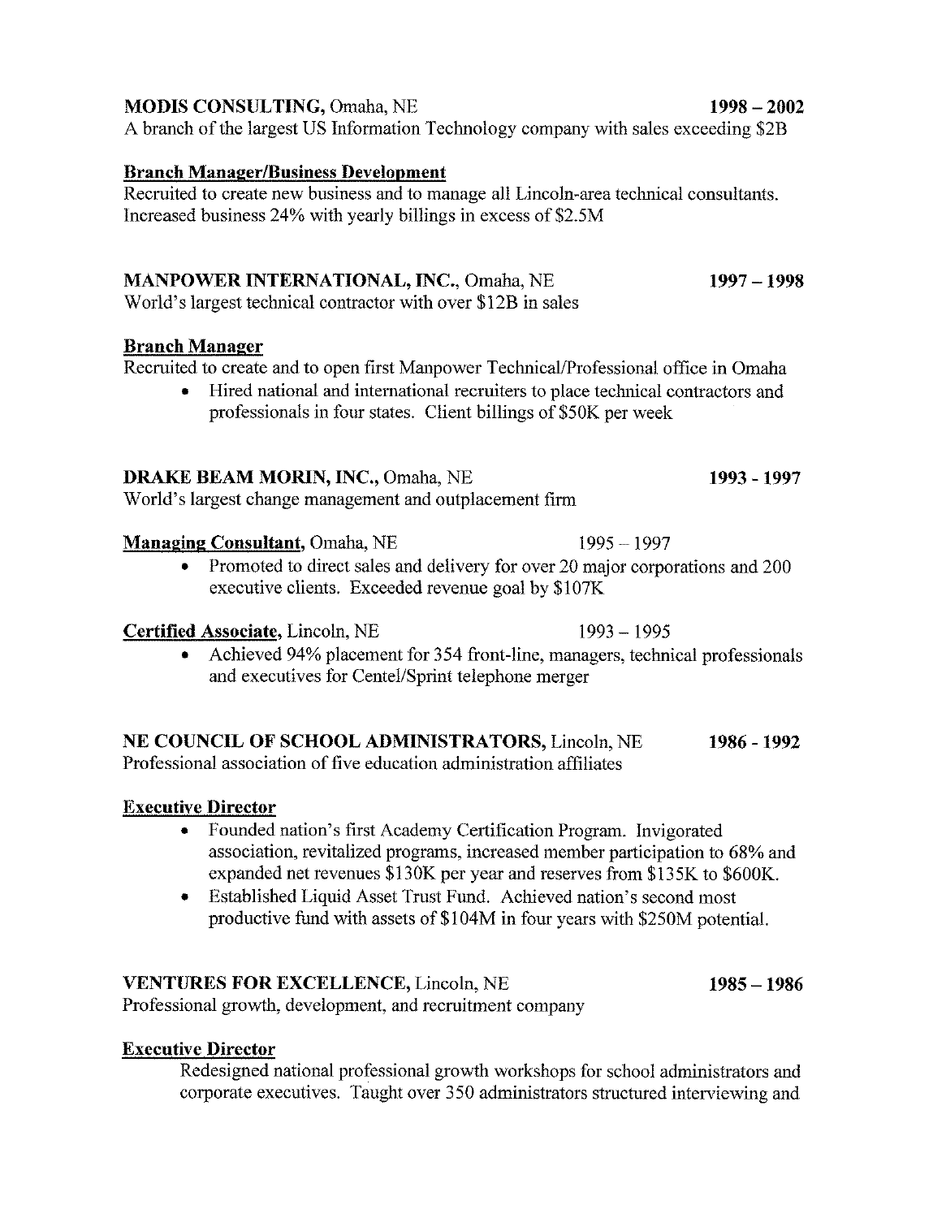**MODIS CONSULTING,** Omaha, NE **1998 – 2002**
A branch of the largest US Information Technology company with sales exceeding $2B

**Branch Manager/Business Development**
Recruited to create new business and to manage all Lincoln-area technical consultants. Increased business 24% with yearly billings in excess of $2.5M

**MANPOWER INTERNATIONAL, INC.,** Omaha, NE **1997 – 1998**
World's largest technical contractor with over $12B in sales

**Branch Manager**
Recruited to create and to open first Manpower Technical/Professional office in Omaha

- Hired national and international recruiters to place technical contractors and professionals in four states. Client billings of $50K per week

**DRAKE BEAM MORIN, INC.,** Omaha, NE **1993 - 1997**
World's largest change management and outplacement firm

**Managing Consultant,** Omaha, NE 1995 – 1997

- Promoted to direct sales and delivery for over 20 major corporations and 200 executive clients. Exceeded revenue goal by $107K

**Certified Associate,** Lincoln, NE 1993 – 1995

- Achieved 94% placement for 354 front-line, managers, technical professionals and executives for Centel/Sprint telephone merger

**NE COUNCIL OF SCHOOL ADMINISTRATORS,** Lincoln, NE **1986 - 1992**
Professional association of five education administration affiliates

**Executive Director**

- Founded nation's first Academy Certification Program. Invigorated association, revitalized programs, increased member participation to 68% and expanded net revenues $130K per year and reserves from $135K to $600K.
- Established Liquid Asset Trust Fund. Achieved nation's second most productive fund with assets of $104M in four years with $250M potential.

**VENTURES FOR EXCELLENCE,** Lincoln, NE **1985 – 1986**
Professional growth, development, and recruitment company

**Executive Director**
Redesigned national professional growth workshops for school administrators and corporate executives. Taught over 350 administrators structured interviewing and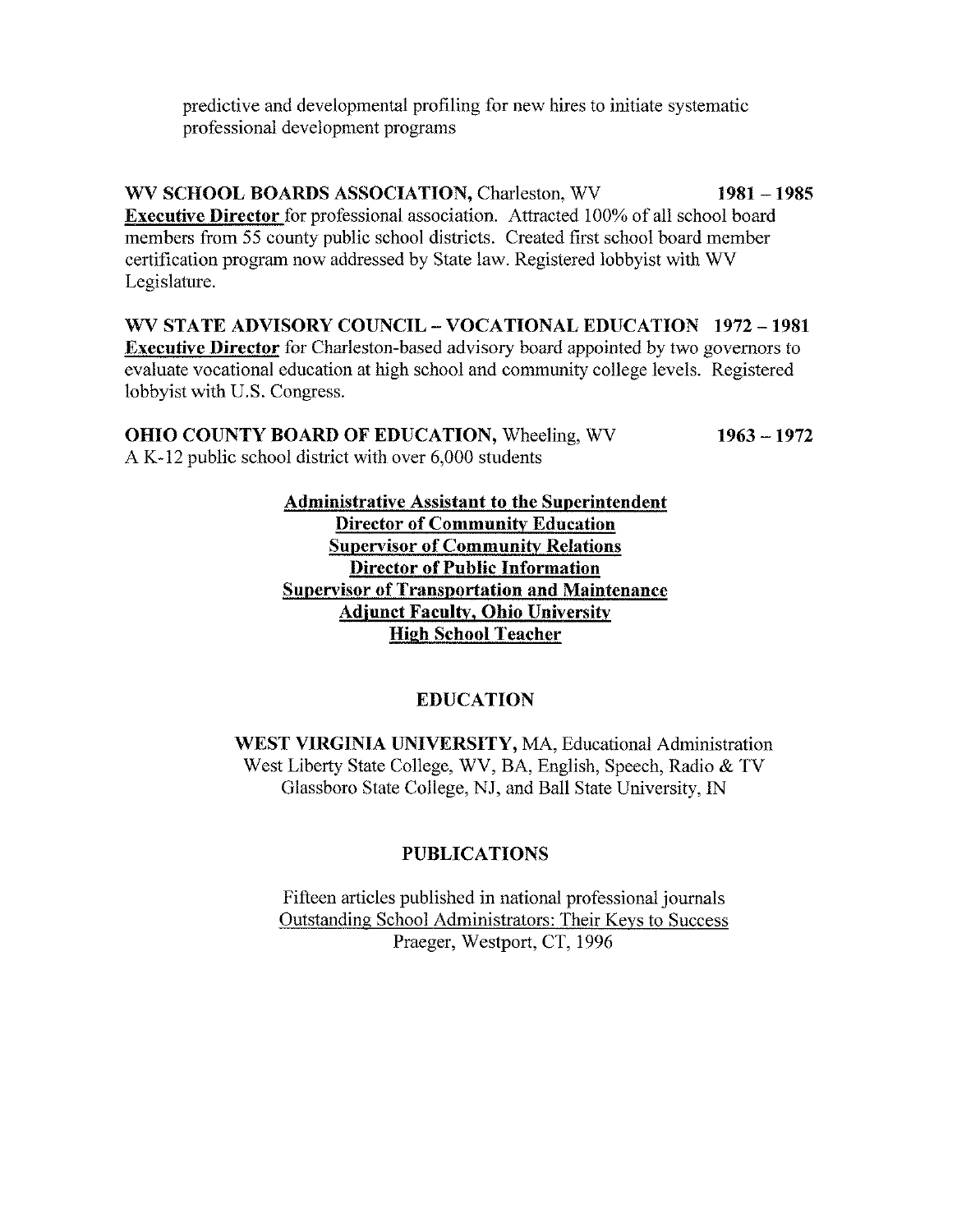predictive and developmental profiling for new hires to initiate systematic professional development programs

**WV SCHOOL BOARDS ASSOCIATION,** Charleston, WV **1981 – 1985**
**Executive Director** for professional association. Attracted 100% of all school board members from 55 county public school districts. Created first school board member certification program now addressed by State law. Registered lobbyist with WV Legislature.

**WV STATE ADVISORY COUNCIL – VOCATIONAL EDUCATION 1972 – 1981**
**Executive Director** for Charleston-based advisory board appointed by two governors to evaluate vocational education at high school and community college levels. Registered lobbyist with U.S. Congress.

**OHIO COUNTY BOARD OF EDUCATION,** Wheeling, WV **1963 – 1972**
A K-12 public school district with over 6,000 students

**Administrative Assistant to the Superintendent**
**Director of Community Education**
**Supervisor of Community Relations**
**Director of Public Information**
**Supervisor of Transportation and Maintenance**
**Adjunct Faculty, Ohio University**
**High School Teacher**

## EDUCATION

**WEST VIRGINIA UNIVERSITY,** MA, Educational Administration
West Liberty State College, WV, BA, English, Speech, Radio & TV
Glassboro State College, NJ, and Ball State University, IN

## PUBLICATIONS

Fifteen articles published in national professional journals
Outstanding School Administrators: Their Keys to Success
Praeger, Westport, CT, 1996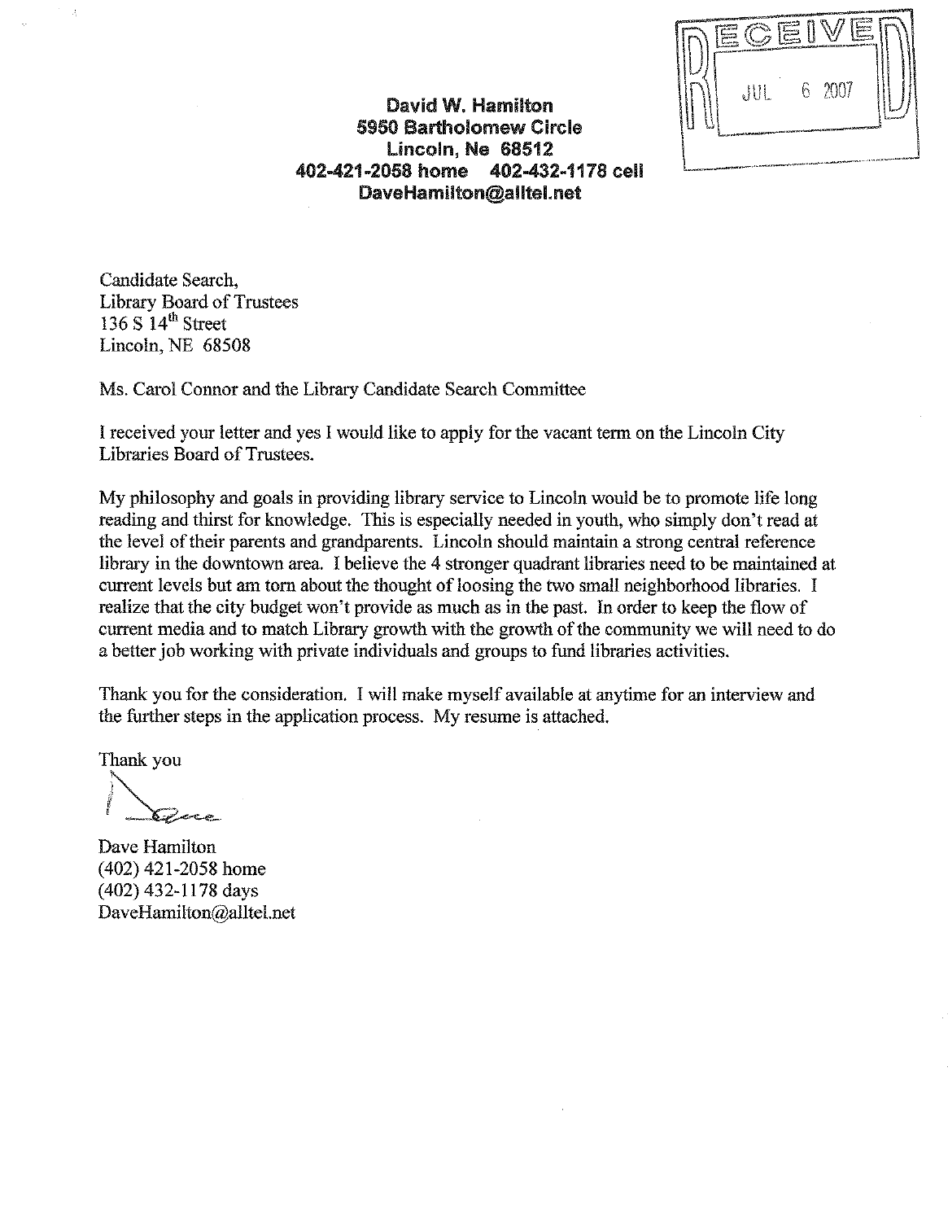RECEIVED
JUL 6 2007

**David W. Hamilton**
**5950 Bartholomew Circle**
**Lincoln, Ne 68512**
**402-421-2058 home 402-432-1178 cell**
**DaveHamilton@alltel.net**

Candidate Search,
Library Board of Trustees
136 S 14th Street
Lincoln, NE 68508

Ms. Carol Connor and the Library Candidate Search Committee

I received your letter and yes I would like to apply for the vacant term on the Lincoln City Libraries Board of Trustees.

My philosophy and goals in providing library service to Lincoln would be to promote life long reading and thirst for knowledge. This is especially needed in youth, who simply don't read at the level of their parents and grandparents. Lincoln should maintain a strong central reference library in the downtown area. I believe the 4 stronger quadrant libraries need to be maintained at current levels but am torn about the thought of loosing the two small neighborhood libraries. I realize that the city budget won't provide as much as in the past. In order to keep the flow of current media and to match Library growth with the growth of the community we will need to do a better job working with private individuals and groups to fund libraries activities.

Thank you for the consideration. I will make myself available at anytime for an interview and the further steps in the application process. My resume is attached.

Thank you

Dave Hamilton
(402) 421-2058 home
(402) 432-1178 days
DaveHamilton@alltel.net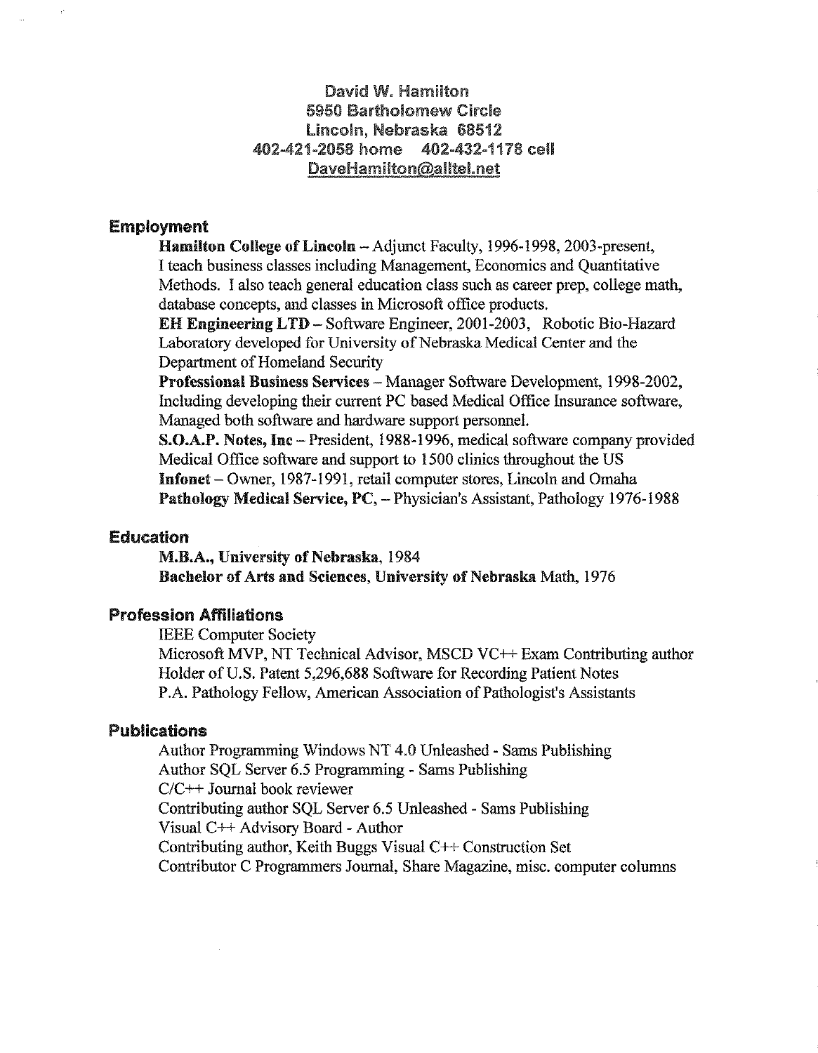David W. Hamilton
5950 Bartholomew Circle
Lincoln, Nebraska 68512
402-421-2058 home    402-432-1178 cell
DaveHamilton@alltel.net

## Employment

**Hamilton College of Lincoln** – Adjunct Faculty, 1996-1998, 2003-present, I teach business classes including Management, Economics and Quantitative Methods. I also teach general education class such as career prep, college math, database concepts, and classes in Microsoft office products.

**EH Engineering LTD** – Software Engineer, 2001-2003, Robotic Bio-Hazard Laboratory developed for University of Nebraska Medical Center and the Department of Homeland Security

**Professional Business Services** – Manager Software Development, 1998-2002, Including developing their current PC based Medical Office Insurance software, Managed both software and hardware support personnel.

**S.O.A.P. Notes, Inc** – President, 1988-1996, medical software company provided Medical Office software and support to 1500 clinics throughout the US

**Infonet** – Owner, 1987-1991, retail computer stores, Lincoln and Omaha

**Pathology Medical Service, PC,** – Physician's Assistant, Pathology 1976-1988

## Education

**M.B.A., University of Nebraska**, 1984

**Bachelor of Arts and Sciences, University of Nebraska** Math, 1976

## Profession Affiliations

IEEE Computer Society

Microsoft MVP, NT Technical Advisor, MSCD VC++ Exam Contributing author

Holder of U.S. Patent 5,296,688 Software for Recording Patient Notes

P.A. Pathology Fellow, American Association of Pathologist's Assistants

## Publications

Author Programming Windows NT 4.0 Unleashed - Sams Publishing

Author SQL Server 6.5 Programming - Sams Publishing

C/C++ Journal book reviewer

Contributing author SQL Server 6.5 Unleashed - Sams Publishing

Visual C++ Advisory Board - Author

Contributing author, Keith Buggs Visual C++ Construction Set

Contributor C Programmers Journal, Share Magazine, misc. computer columns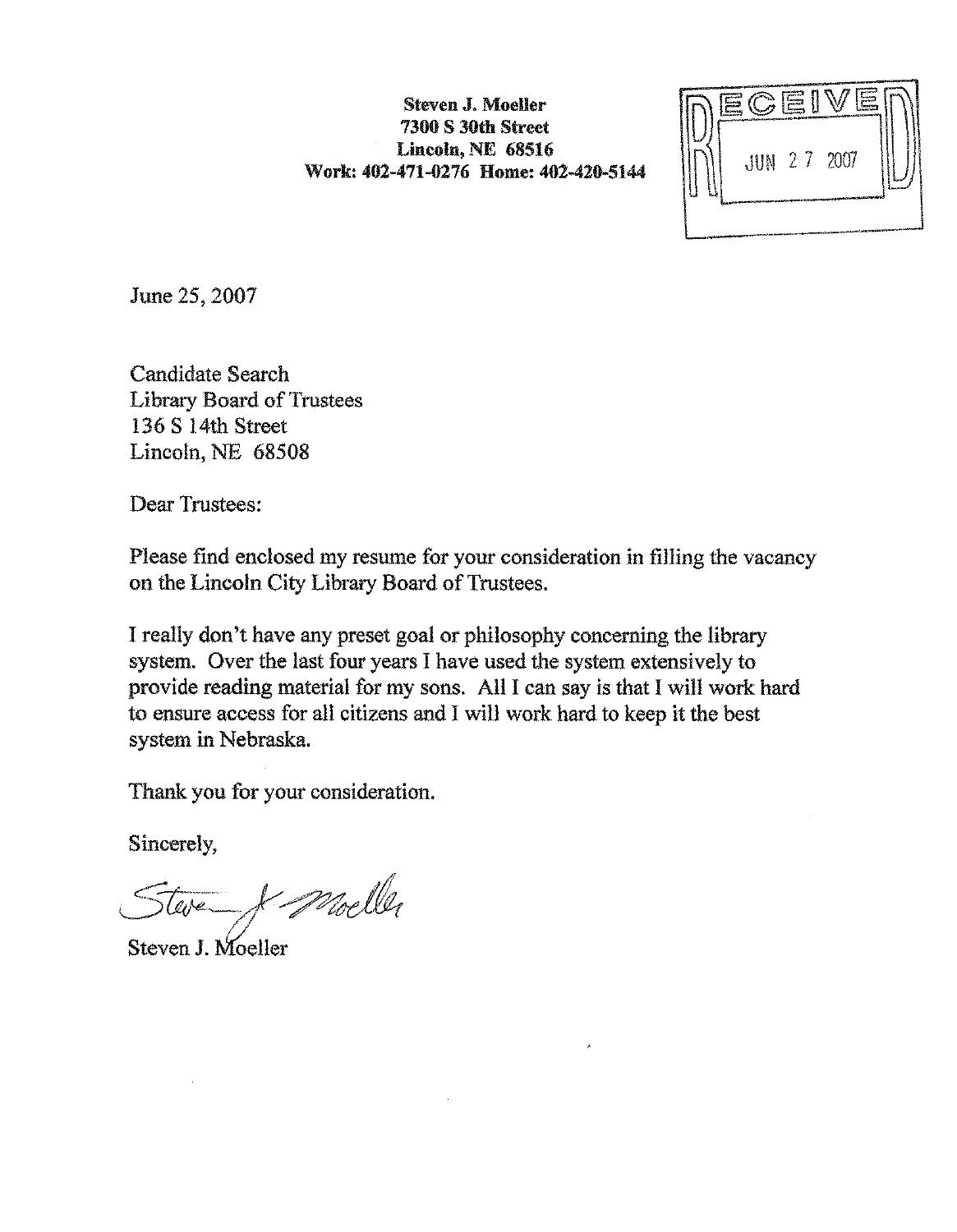**Steven J. Moeller**
**7300 S 30th Street**
**Lincoln, NE 68516**
**Work: 402-471-0276 Home: 402-420-5144**

RECEIVED
JUN 27 2007

June 25, 2007

Candidate Search
Library Board of Trustees
136 S 14th Street
Lincoln, NE 68508

Dear Trustees:

Please find enclosed my resume for your consideration in filling the vacancy on the Lincoln City Library Board of Trustees.

I really don't have any preset goal or philosophy concerning the library system. Over the last four years I have used the system extensively to provide reading material for my sons. All I can say is that I will work hard to ensure access for all citizens and I will work hard to keep it the best system in Nebraska.

Thank you for your consideration.

Sincerely,

Steve J. Moeller

Steven J. Moeller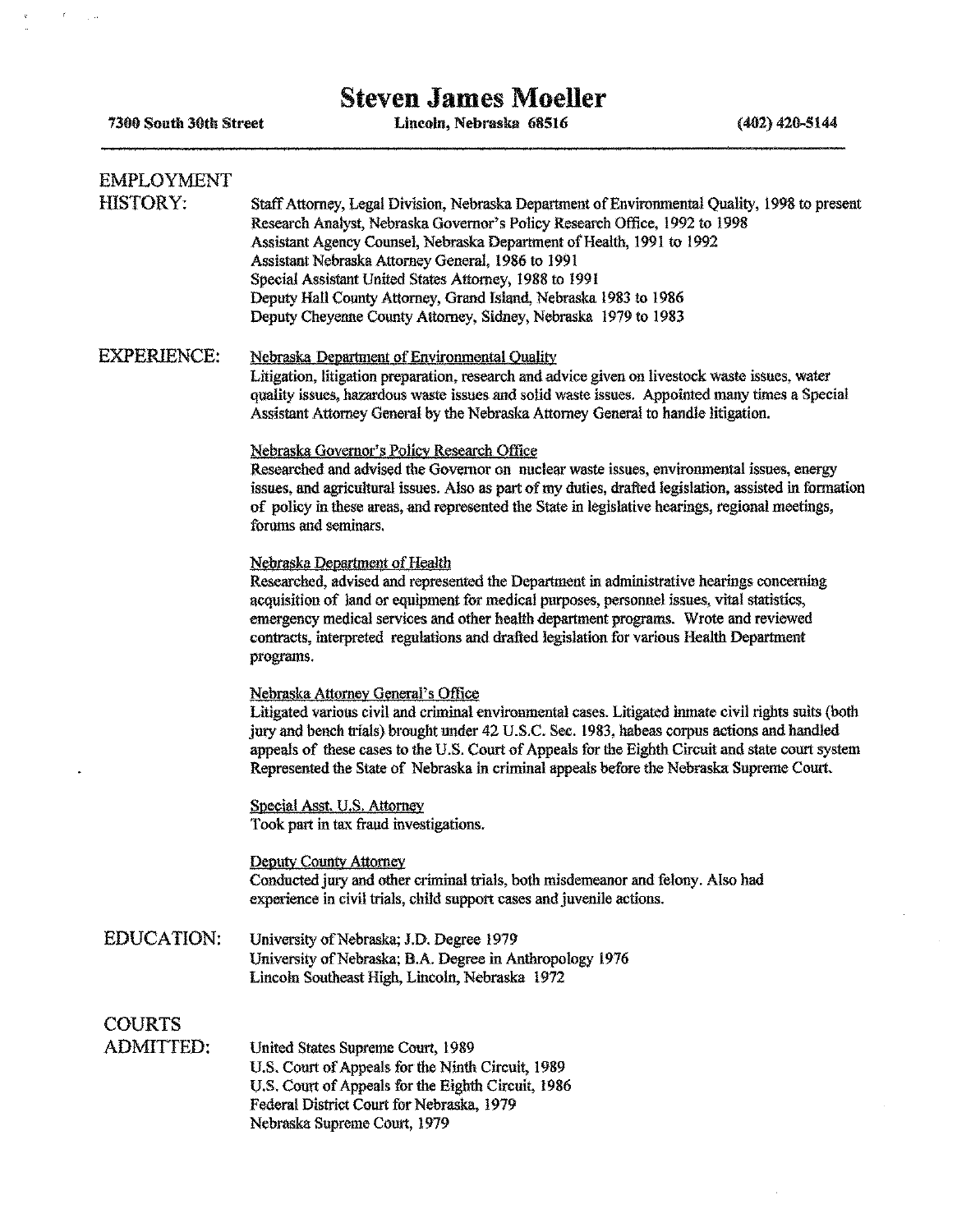# Steven James Moeller

**7300 South 30th Street** **Lincoln, Nebraska 68516** **(402) 420-5144**

---

## EMPLOYMENT HISTORY:

Staff Attorney, Legal Division, Nebraska Department of Environmental Quality, 1998 to present
Research Analyst, Nebraska Governor's Policy Research Office, 1992 to 1998
Assistant Agency Counsel, Nebraska Department of Health, 1991 to 1992
Assistant Nebraska Attorney General, 1986 to 1991
Special Assistant United States Attorney, 1988 to 1991
Deputy Hall County Attorney, Grand Island, Nebraska 1983 to 1986
Deputy Cheyenne County Attorney, Sidney, Nebraska 1979 to 1983

## EXPERIENCE:

Nebraska Department of Environmental Quality
Litigation, litigation preparation, research and advice given on livestock waste issues, water quality issues, hazardous waste issues and solid waste issues. Appointed many times a Special Assistant Attorney General by the Nebraska Attorney General to handle litigation.

Nebraska Governor's Policy Research Office
Researched and advised the Governor on nuclear waste issues, environmental issues, energy issues, and agricultural issues. Also as part of my duties, drafted legislation, assisted in formation of policy in these areas, and represented the State in legislative hearings, regional meetings, forums and seminars.

Nebraska Department of Health
Researched, advised and represented the Department in administrative hearings concerning acquisition of land or equipment for medical purposes, personnel issues, vital statistics, emergency medical services and other health department programs. Wrote and reviewed contracts, interpreted regulations and drafted legislation for various Health Department programs.

Nebraska Attorney General's Office
Litigated various civil and criminal environmental cases. Litigated inmate civil rights suits (both jury and bench trials) brought under 42 U.S.C. Sec. 1983, habeas corpus actions and handled appeals of these cases to the U.S. Court of Appeals for the Eighth Circuit and state court system Represented the State of Nebraska in criminal appeals before the Nebraska Supreme Court.

Special Asst. U.S. Attorney
Took part in tax fraud investigations.

Deputy County Attorney
Conducted jury and other criminal trials, both misdemeanor and felony. Also had experience in civil trials, child support cases and juvenile actions.

## EDUCATION:

University of Nebraska; J.D. Degree 1979
University of Nebraska; B.A. Degree in Anthropology 1976
Lincoln Southeast High, Lincoln, Nebraska 1972

## COURTS ADMITTED:

United States Supreme Court, 1989
U.S. Court of Appeals for the Ninth Circuit, 1989
U.S. Court of Appeals for the Eighth Circuit, 1986
Federal District Court for Nebraska, 1979
Nebraska Supreme Court, 1979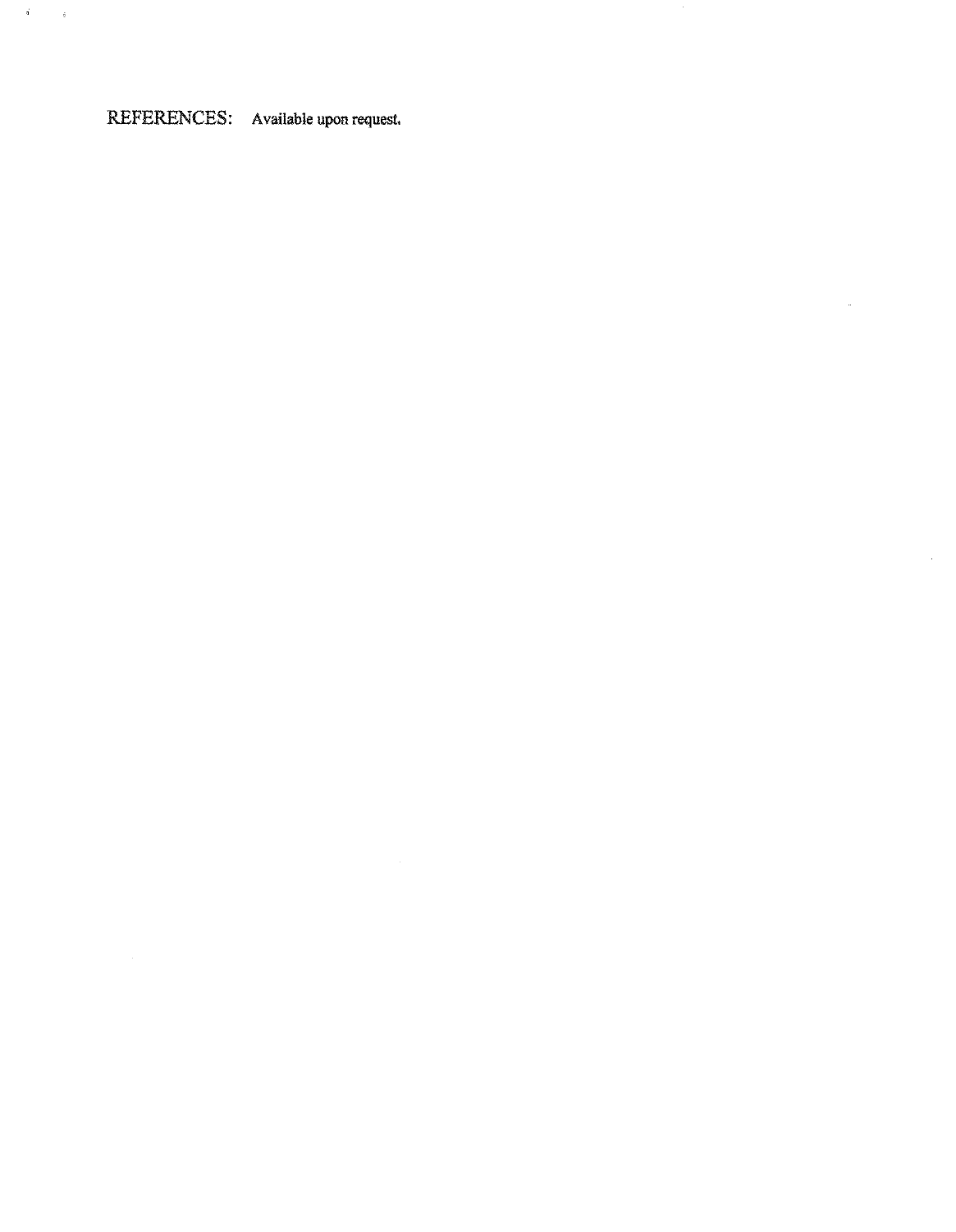REFERENCES: Available upon request.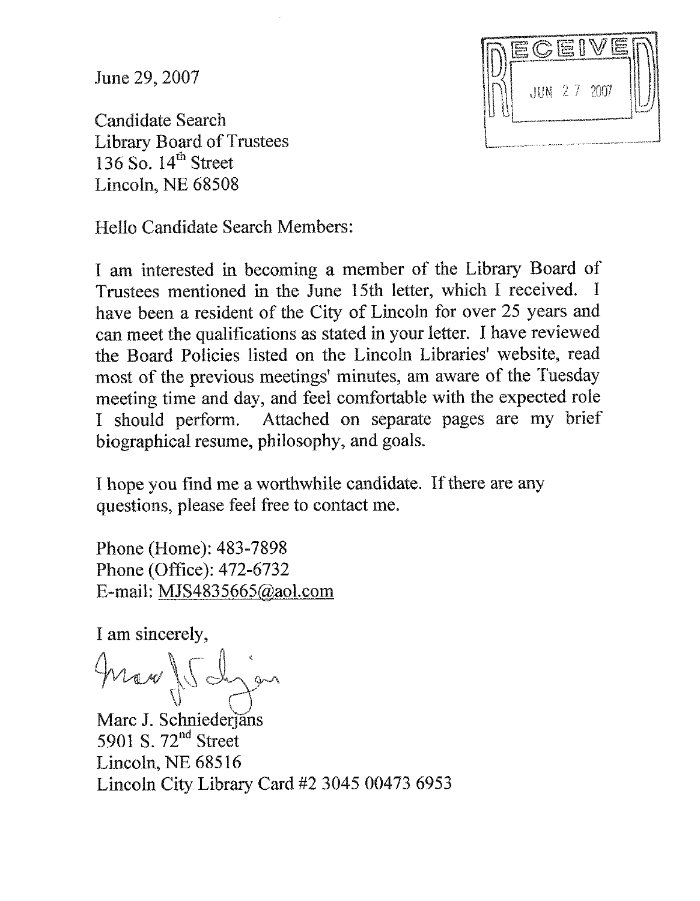RECEIVED
JUN 27 2007

June 29, 2007

Candidate Search
Library Board of Trustees
136 So. 14th Street
Lincoln, NE 68508

Hello Candidate Search Members:

I am interested in becoming a member of the Library Board of Trustees mentioned in the June 15th letter, which I received. I have been a resident of the City of Lincoln for over 25 years and can meet the qualifications as stated in your letter. I have reviewed the Board Policies listed on the Lincoln Libraries' website, read most of the previous meetings' minutes, am aware of the Tuesday meeting time and day, and feel comfortable with the expected role I should perform. Attached on separate pages are my brief biographical resume, philosophy, and goals.

I hope you find me a worthwhile candidate. If there are any questions, please feel free to contact me.

Phone (Home): 483-7898
Phone (Office): 472-6732
E-mail: MJS4835665@aol.com

I am sincerely,

Marc J. Schniederjans
5901 S. 72nd Street
Lincoln, NE 68516
Lincoln City Library Card #2 3045 00473 6953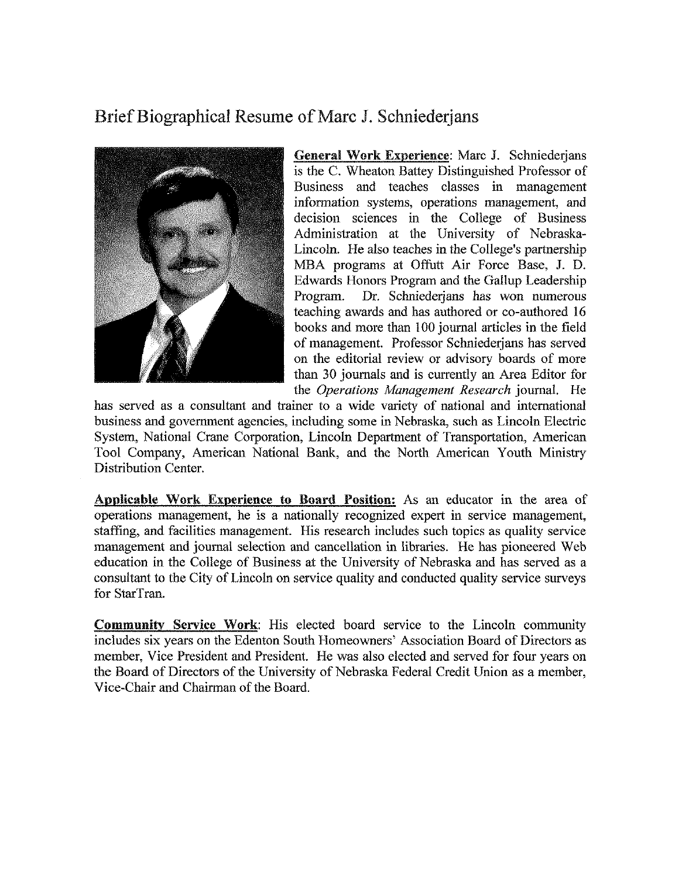# Brief Biographical Resume of Marc J. Schniederjans

**General Work Experience**: Marc J. Schniederjans is the C. Wheaton Battey Distinguished Professor of Business and teaches classes in management information systems, operations management, and decision sciences in the College of Business Administration at the University of Nebraska-Lincoln. He also teaches in the College's partnership MBA programs at Offutt Air Force Base, J. D. Edwards Honors Program and the Gallup Leadership Program. Dr. Schniederjans has won numerous teaching awards and has authored or co-authored 16 books and more than 100 journal articles in the field of management. Professor Schniederjans has served on the editorial review or advisory boards of more than 30 journals and is currently an Area Editor for the *Operations Management Research* journal. He has served as a consultant and trainer to a wide variety of national and international business and government agencies, including some in Nebraska, such as Lincoln Electric System, National Crane Corporation, Lincoln Department of Transportation, American Tool Company, American National Bank, and the North American Youth Ministry Distribution Center.

**Applicable Work Experience to Board Position:** As an educator in the area of operations management, he is a nationally recognized expert in service management, staffing, and facilities management. His research includes such topics as quality service management and journal selection and cancellation in libraries. He has pioneered Web education in the College of Business at the University of Nebraska and has served as a consultant to the City of Lincoln on service quality and conducted quality service surveys for StarTran.

**Community Service Work**: His elected board service to the Lincoln community includes six years on the Edenton South Homeowners' Association Board of Directors as member, Vice President and President. He was also elected and served for four years on the Board of Directors of the University of Nebraska Federal Credit Union as a member, Vice-Chair and Chairman of the Board.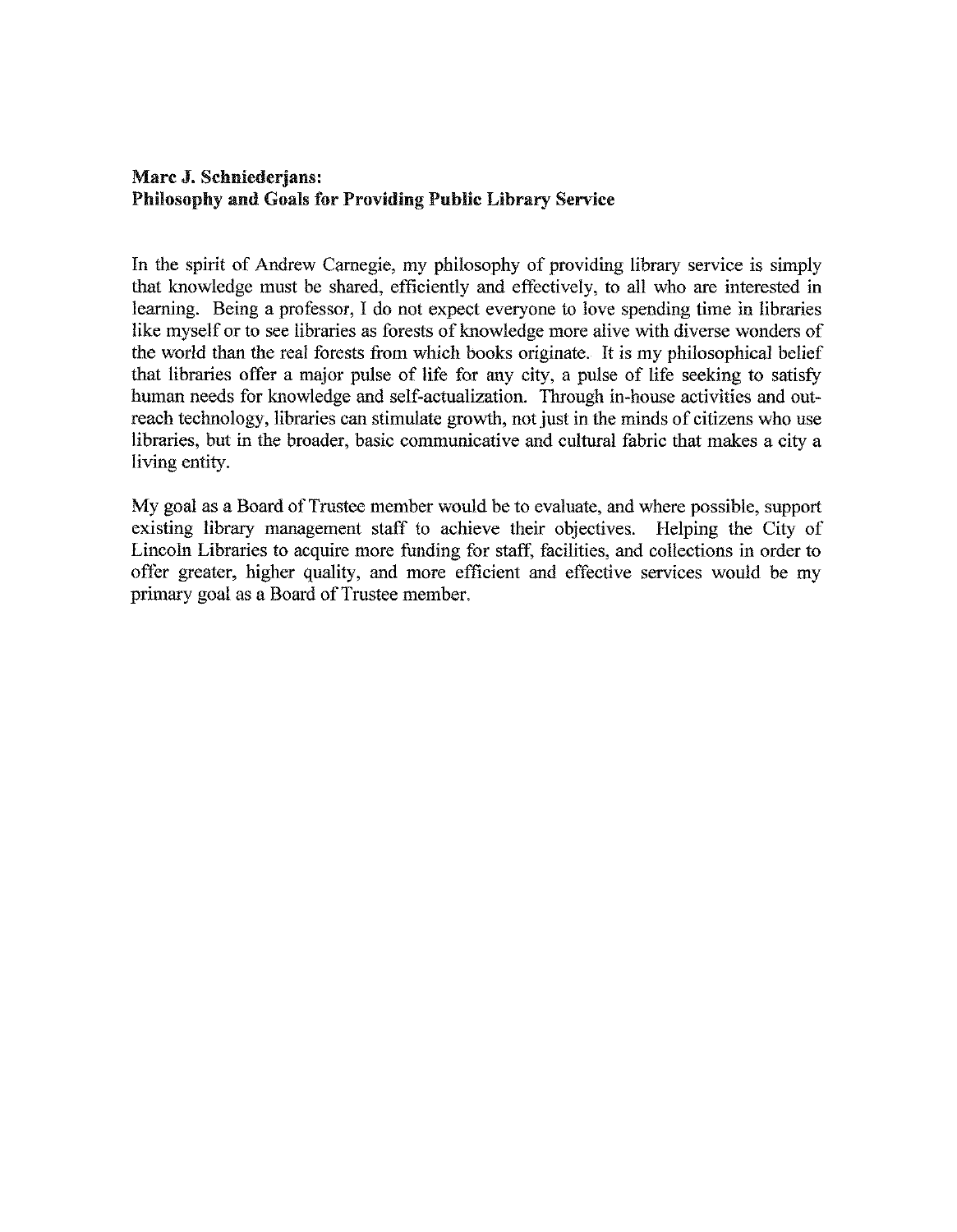**Marc J. Schniederjans:**
**Philosophy and Goals for Providing Public Library Service**

In the spirit of Andrew Carnegie, my philosophy of providing library service is simply that knowledge must be shared, efficiently and effectively, to all who are interested in learning. Being a professor, I do not expect everyone to love spending time in libraries like myself or to see libraries as forests of knowledge more alive with diverse wonders of the world than the real forests from which books originate. It is my philosophical belief that libraries offer a major pulse of life for any city, a pulse of life seeking to satisfy human needs for knowledge and self-actualization. Through in-house activities and out-reach technology, libraries can stimulate growth, not just in the minds of citizens who use libraries, but in the broader, basic communicative and cultural fabric that makes a city a living entity.

My goal as a Board of Trustee member would be to evaluate, and where possible, support existing library management staff to achieve their objectives. Helping the City of Lincoln Libraries to acquire more funding for staff, facilities, and collections in order to offer greater, higher quality, and more efficient and effective services would be my primary goal as a Board of Trustee member.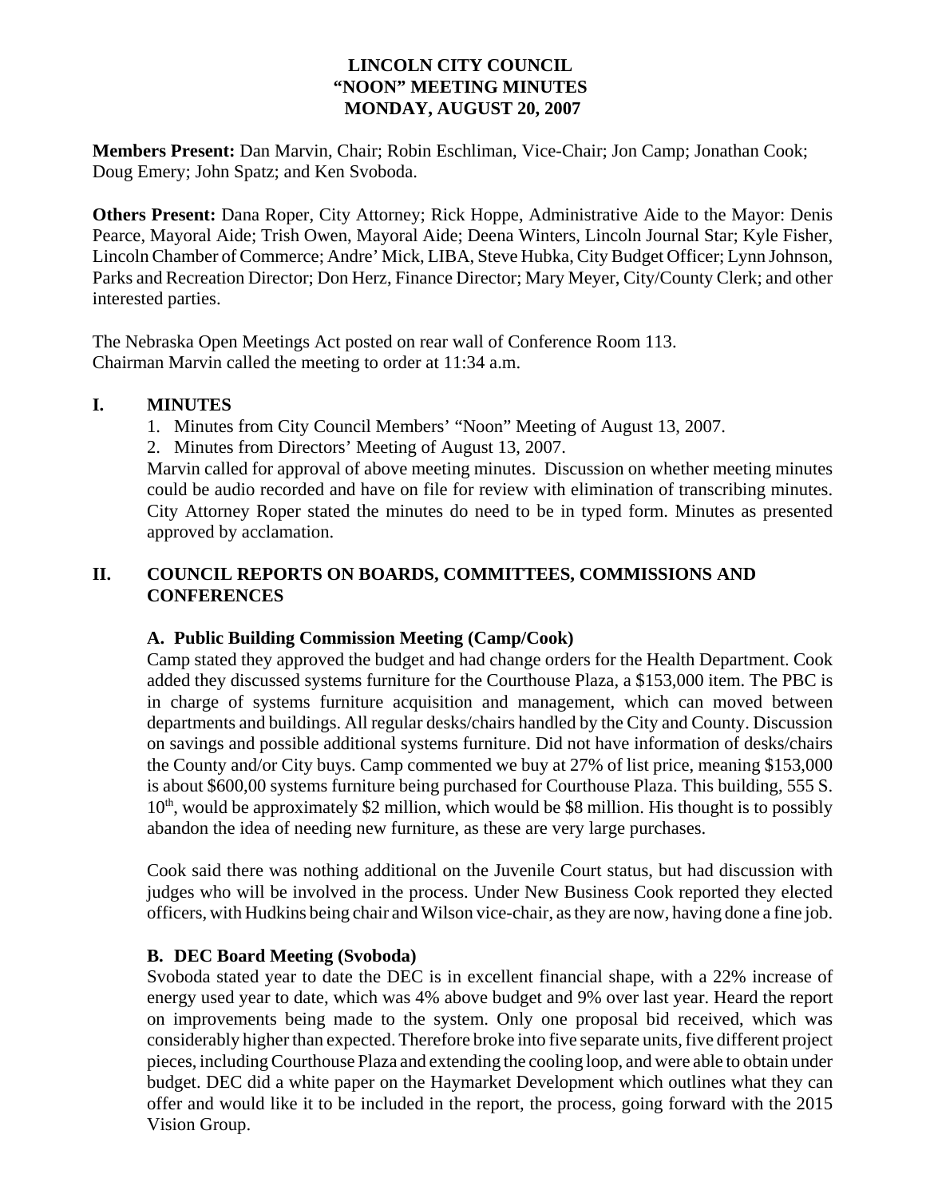**LINCOLN CITY COUNCIL**
**"NOON" MEETING MINUTES**
**MONDAY, AUGUST 20, 2007**

**Members Present:** Dan Marvin, Chair; Robin Eschliman, Vice-Chair; Jon Camp; Jonathan Cook; Doug Emery; John Spatz; and Ken Svoboda.

**Others Present:** Dana Roper, City Attorney; Rick Hoppe, Administrative Aide to the Mayor: Denis Pearce, Mayoral Aide; Trish Owen, Mayoral Aide; Deena Winters, Lincoln Journal Star; Kyle Fisher, Lincoln Chamber of Commerce; Andre' Mick, LIBA, Steve Hubka, City Budget Officer; Lynn Johnson, Parks and Recreation Director; Don Herz, Finance Director; Mary Meyer, City/County Clerk; and other interested parties.

The Nebraska Open Meetings Act posted on rear wall of Conference Room 113.
Chairman Marvin called the meeting to order at 11:34 a.m.

## I. MINUTES

1. Minutes from City Council Members' "Noon" Meeting of August 13, 2007.
2. Minutes from Directors' Meeting of August 13, 2007.

Marvin called for approval of above meeting minutes. Discussion on whether meeting minutes could be audio recorded and have on file for review with elimination of transcribing minutes. City Attorney Roper stated the minutes do need to be in typed form. Minutes as presented approved by acclamation.

## II. COUNCIL REPORTS ON BOARDS, COMMITTEES, COMMISSIONS AND CONFERENCES

### A. Public Building Commission Meeting (Camp/Cook)

Camp stated they approved the budget and had change orders for the Health Department. Cook added they discussed systems furniture for the Courthouse Plaza, a $153,000 item. The PBC is in charge of systems furniture acquisition and management, which can moved between departments and buildings. All regular desks/chairs handled by the City and County. Discussion on savings and possible additional systems furniture. Did not have information of desks/chairs the County and/or City buys. Camp commented we buy at 27% of list price, meaning $153,000 is about $600,00 systems furniture being purchased for Courthouse Plaza. This building, 555 S. 10th, would be approximately $2 million, which would be $8 million. His thought is to possibly abandon the idea of needing new furniture, as these are very large purchases.

Cook said there was nothing additional on the Juvenile Court status, but had discussion with judges who will be involved in the process. Under New Business Cook reported they elected officers, with Hudkins being chair and Wilson vice-chair, as they are now, having done a fine job.

### B. DEC Board Meeting (Svoboda)

Svoboda stated year to date the DEC is in excellent financial shape, with a 22% increase of energy used year to date, which was 4% above budget and 9% over last year. Heard the report on improvements being made to the system. Only one proposal bid received, which was considerably higher than expected. Therefore broke into five separate units, five different project pieces, including Courthouse Plaza and extending the cooling loop, and were able to obtain under budget. DEC did a white paper on the Haymarket Development which outlines what they can offer and would like it to be included in the report, the process, going forward with the 2015 Vision Group.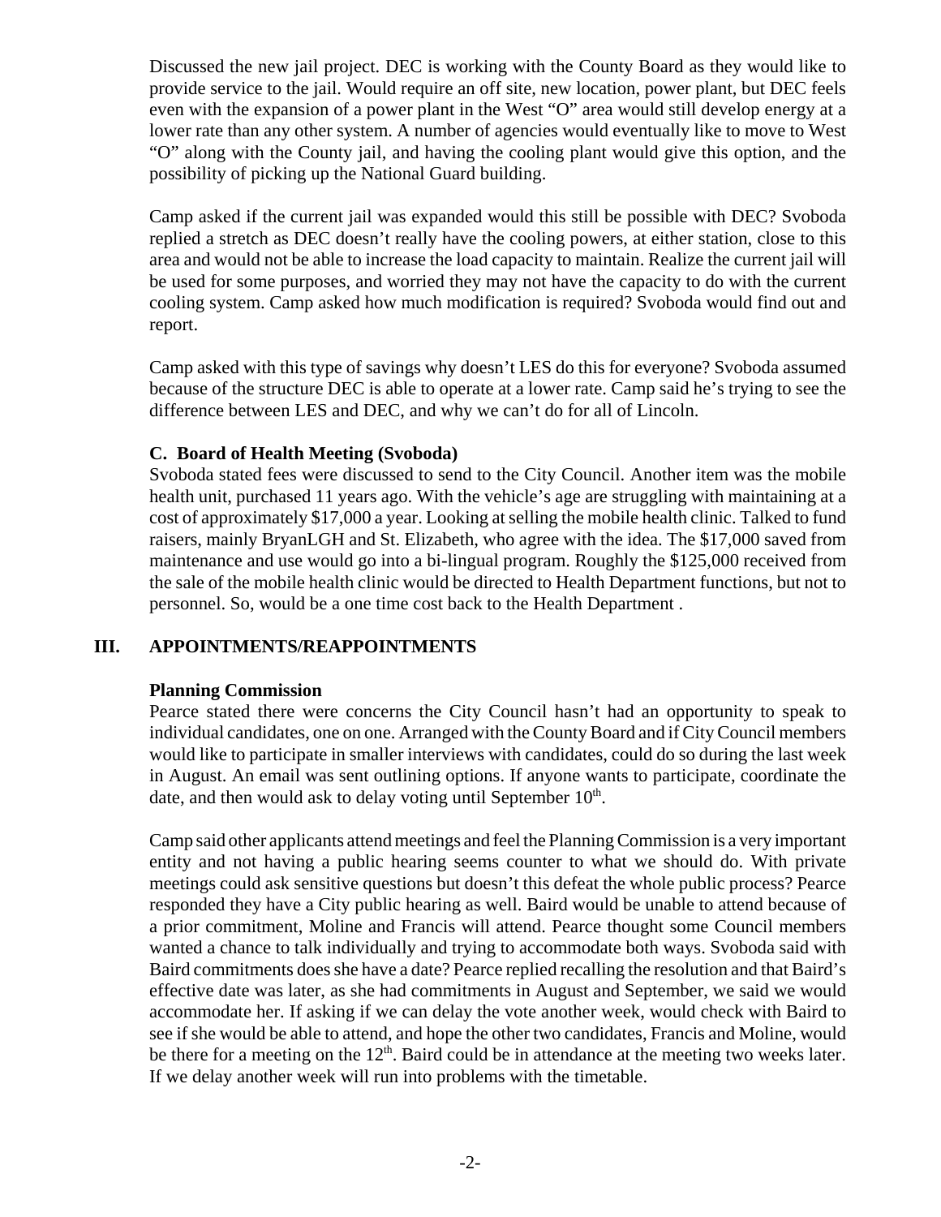Discussed the new jail project. DEC is working with the County Board as they would like to provide service to the jail. Would require an off site, new location, power plant, but DEC feels even with the expansion of a power plant in the West "O" area would still develop energy at a lower rate than any other system. A number of agencies would eventually like to move to West "O" along with the County jail, and having the cooling plant would give this option, and the possibility of picking up the National Guard building.

Camp asked if the current jail was expanded would this still be possible with DEC? Svoboda replied a stretch as DEC doesn't really have the cooling powers, at either station, close to this area and would not be able to increase the load capacity to maintain. Realize the current jail will be used for some purposes, and worried they may not have the capacity to do with the current cooling system. Camp asked how much modification is required? Svoboda would find out and report.

Camp asked with this type of savings why doesn't LES do this for everyone? Svoboda assumed because of the structure DEC is able to operate at a lower rate. Camp said he's trying to see the difference between LES and DEC, and why we can't do for all of Lincoln.

**C. Board of Health Meeting (Svoboda)**

Svoboda stated fees were discussed to send to the City Council. Another item was the mobile health unit, purchased 11 years ago. With the vehicle's age are struggling with maintaining at a cost of approximately $17,000 a year. Looking at selling the mobile health clinic. Talked to fund raisers, mainly BryanLGH and St. Elizabeth, who agree with the idea. The $17,000 saved from maintenance and use would go into a bi-lingual program. Roughly the $125,000 received from the sale of the mobile health clinic would be directed to Health Department functions, but not to personnel. So, would be a one time cost back to the Health Department .

## III. APPOINTMENTS/REAPPOINTMENTS

**Planning Commission**

Pearce stated there were concerns the City Council hasn't had an opportunity to speak to individual candidates, one on one. Arranged with the County Board and if City Council members would like to participate in smaller interviews with candidates, could do so during the last week in August. An email was sent outlining options. If anyone wants to participate, coordinate the date, and then would ask to delay voting until September 10th.

Camp said other applicants attend meetings and feel the Planning Commission is a very important entity and not having a public hearing seems counter to what we should do. With private meetings could ask sensitive questions but doesn't this defeat the whole public process? Pearce responded they have a City public hearing as well. Baird would be unable to attend because of a prior commitment, Moline and Francis will attend. Pearce thought some Council members wanted a chance to talk individually and trying to accommodate both ways. Svoboda said with Baird commitments does she have a date? Pearce replied recalling the resolution and that Baird's effective date was later, as she had commitments in August and September, we said we would accommodate her. If asking if we can delay the vote another week, would check with Baird to see if she would be able to attend, and hope the other two candidates, Francis and Moline, would be there for a meeting on the 12th. Baird could be in attendance at the meeting two weeks later. If we delay another week will run into problems with the timetable.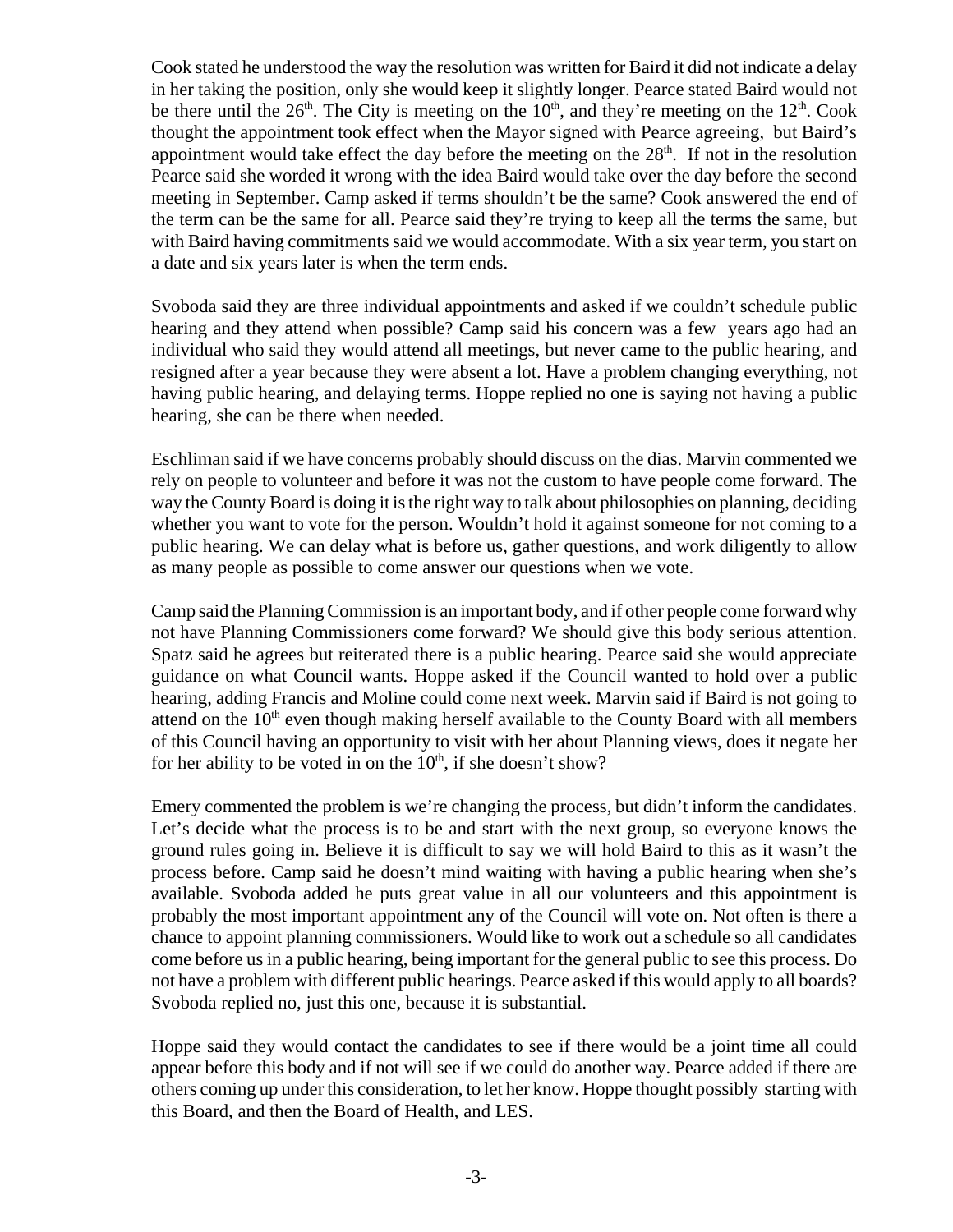Cook stated he understood the way the resolution was written for Baird it did not indicate a delay in her taking the position, only she would keep it slightly longer. Pearce stated Baird would not be there until the 26th. The City is meeting on the 10th, and they're meeting on the 12th. Cook thought the appointment took effect when the Mayor signed with Pearce agreeing, but Baird's appointment would take effect the day before the meeting on the 28th. If not in the resolution Pearce said she worded it wrong with the idea Baird would take over the day before the second meeting in September. Camp asked if terms shouldn't be the same? Cook answered the end of the term can be the same for all. Pearce said they're trying to keep all the terms the same, but with Baird having commitments said we would accommodate. With a six year term, you start on a date and six years later is when the term ends.

Svoboda said they are three individual appointments and asked if we couldn't schedule public hearing and they attend when possible? Camp said his concern was a few years ago had an individual who said they would attend all meetings, but never came to the public hearing, and resigned after a year because they were absent a lot. Have a problem changing everything, not having public hearing, and delaying terms. Hoppe replied no one is saying not having a public hearing, she can be there when needed.

Eschliman said if we have concerns probably should discuss on the dias. Marvin commented we rely on people to volunteer and before it was not the custom to have people come forward. The way the County Board is doing it is the right way to talk about philosophies on planning, deciding whether you want to vote for the person. Wouldn't hold it against someone for not coming to a public hearing. We can delay what is before us, gather questions, and work diligently to allow as many people as possible to come answer our questions when we vote.

Camp said the Planning Commission is an important body, and if other people come forward why not have Planning Commissioners come forward? We should give this body serious attention. Spatz said he agrees but reiterated there is a public hearing. Pearce said she would appreciate guidance on what Council wants. Hoppe asked if the Council wanted to hold over a public hearing, adding Francis and Moline could come next week. Marvin said if Baird is not going to attend on the 10th even though making herself available to the County Board with all members of this Council having an opportunity to visit with her about Planning views, does it negate her for her ability to be voted in on the 10th, if she doesn't show?

Emery commented the problem is we're changing the process, but didn't inform the candidates. Let's decide what the process is to be and start with the next group, so everyone knows the ground rules going in. Believe it is difficult to say we will hold Baird to this as it wasn't the process before. Camp said he doesn't mind waiting with having a public hearing when she's available. Svoboda added he puts great value in all our volunteers and this appointment is probably the most important appointment any of the Council will vote on. Not often is there a chance to appoint planning commissioners. Would like to work out a schedule so all candidates come before us in a public hearing, being important for the general public to see this process. Do not have a problem with different public hearings. Pearce asked if this would apply to all boards? Svoboda replied no, just this one, because it is substantial.

Hoppe said they would contact the candidates to see if there would be a joint time all could appear before this body and if not will see if we could do another way. Pearce added if there are others coming up under this consideration, to let her know. Hoppe thought possibly starting with this Board, and then the Board of Health, and LES.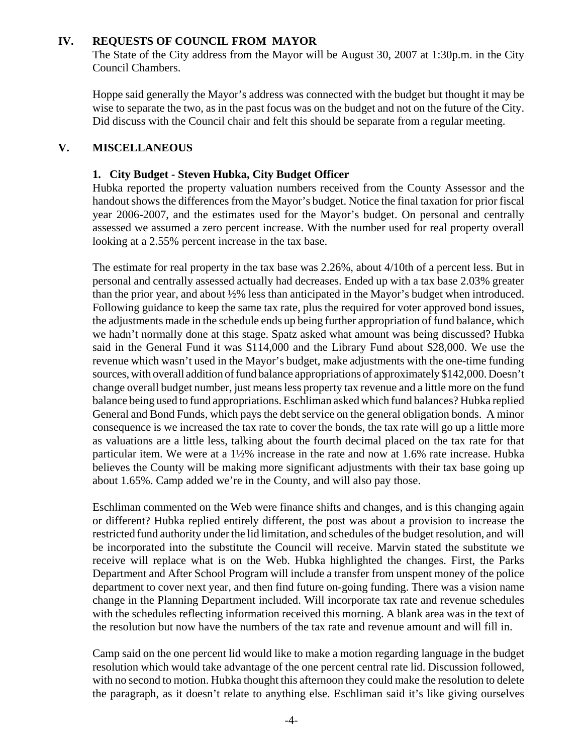## IV. REQUESTS OF COUNCIL FROM MAYOR

The State of the City address from the Mayor will be August 30, 2007 at 1:30p.m. in the City Council Chambers.

Hoppe said generally the Mayor's address was connected with the budget but thought it may be wise to separate the two, as in the past focus was on the budget and not on the future of the City. Did discuss with the Council chair and felt this should be separate from a regular meeting.

## V. MISCELLANEOUS

### 1. City Budget - Steven Hubka, City Budget Officer

Hubka reported the property valuation numbers received from the County Assessor and the handout shows the differences from the Mayor's budget. Notice the final taxation for prior fiscal year 2006-2007, and the estimates used for the Mayor's budget. On personal and centrally assessed we assumed a zero percent increase. With the number used for real property overall looking at a 2.55% percent increase in the tax base.

The estimate for real property in the tax base was 2.26%, about 4/10th of a percent less. But in personal and centrally assessed actually had decreases. Ended up with a tax base 2.03% greater than the prior year, and about ½% less than anticipated in the Mayor's budget when introduced. Following guidance to keep the same tax rate, plus the required for voter approved bond issues, the adjustments made in the schedule ends up being further appropriation of fund balance, which we hadn't normally done at this stage. Spatz asked what amount was being discussed? Hubka said in the General Fund it was $114,000 and the Library Fund about $28,000. We use the revenue which wasn't used in the Mayor's budget, make adjustments with the one-time funding sources, with overall addition of fund balance appropriations of approximately $142,000. Doesn't change overall budget number, just means less property tax revenue and a little more on the fund balance being used to fund appropriations. Eschliman asked which fund balances? Hubka replied General and Bond Funds, which pays the debt service on the general obligation bonds. A minor consequence is we increased the tax rate to cover the bonds, the tax rate will go up a little more as valuations are a little less, talking about the fourth decimal placed on the tax rate for that particular item. We were at a 1½% increase in the rate and now at 1.6% rate increase. Hubka believes the County will be making more significant adjustments with their tax base going up about 1.65%. Camp added we're in the County, and will also pay those.

Eschliman commented on the Web were finance shifts and changes, and is this changing again or different? Hubka replied entirely different, the post was about a provision to increase the restricted fund authority under the lid limitation, and schedules of the budget resolution, and will be incorporated into the substitute the Council will receive. Marvin stated the substitute we receive will replace what is on the Web. Hubka highlighted the changes. First, the Parks Department and After School Program will include a transfer from unspent money of the police department to cover next year, and then find future on-going funding. There was a vision name change in the Planning Department included. Will incorporate tax rate and revenue schedules with the schedules reflecting information received this morning. A blank area was in the text of the resolution but now have the numbers of the tax rate and revenue amount and will fill in.

Camp said on the one percent lid would like to make a motion regarding language in the budget resolution which would take advantage of the one percent central rate lid. Discussion followed, with no second to motion. Hubka thought this afternoon they could make the resolution to delete the paragraph, as it doesn't relate to anything else. Eschliman said it's like giving ourselves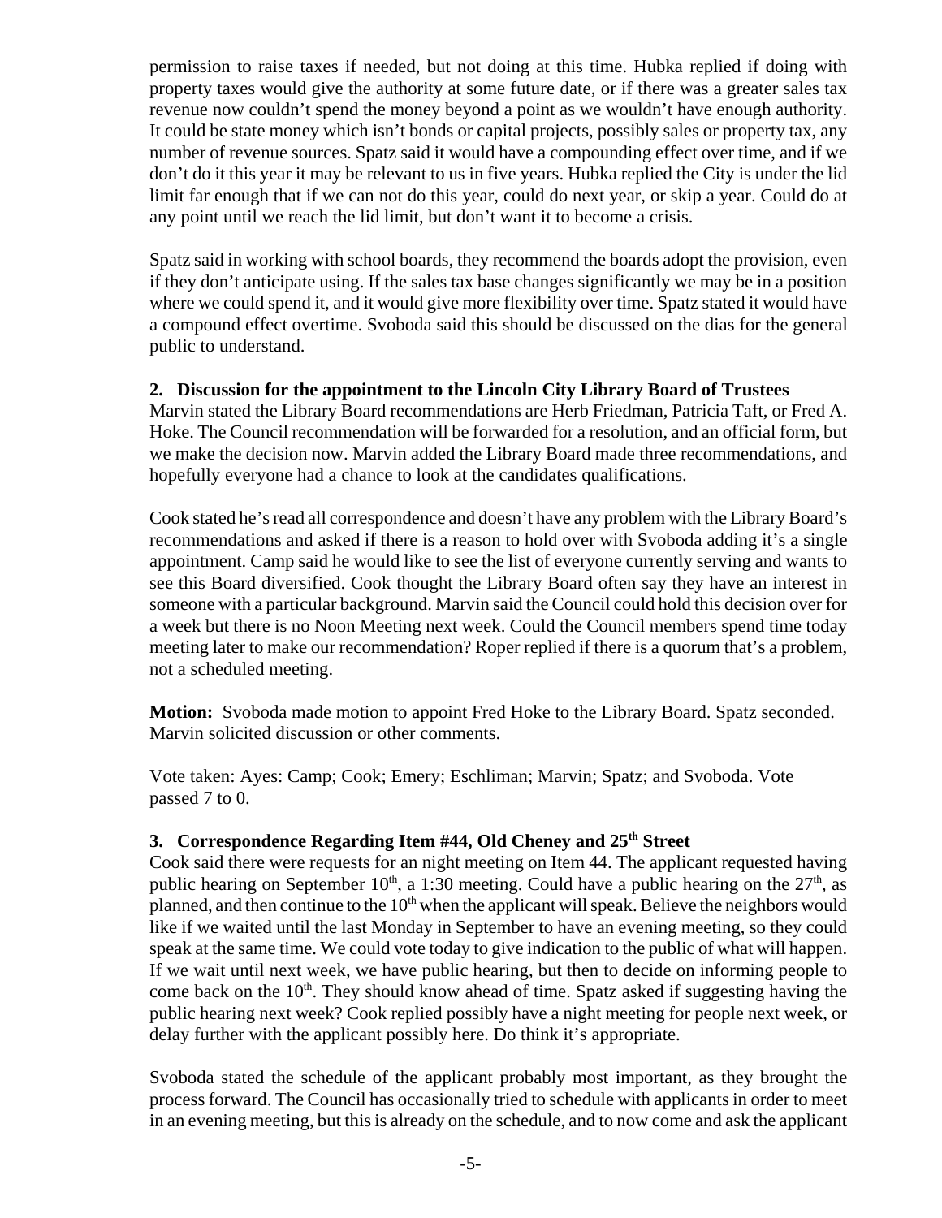permission to raise taxes if needed, but not doing at this time. Hubka replied if doing with property taxes would give the authority at some future date, or if there was a greater sales tax revenue now couldn't spend the money beyond a point as we wouldn't have enough authority. It could be state money which isn't bonds or capital projects, possibly sales or property tax, any number of revenue sources. Spatz said it would have a compounding effect over time, and if we don't do it this year it may be relevant to us in five years. Hubka replied the City is under the lid limit far enough that if we can not do this year, could do next year, or skip a year. Could do at any point until we reach the lid limit, but don't want it to become a crisis.

Spatz said in working with school boards, they recommend the boards adopt the provision, even if they don't anticipate using. If the sales tax base changes significantly we may be in a position where we could spend it, and it would give more flexibility over time. Spatz stated it would have a compound effect overtime. Svoboda said this should be discussed on the dias for the general public to understand.

**2. Discussion for the appointment to the Lincoln City Library Board of Trustees**

Marvin stated the Library Board recommendations are Herb Friedman, Patricia Taft, or Fred A. Hoke. The Council recommendation will be forwarded for a resolution, and an official form, but we make the decision now. Marvin added the Library Board made three recommendations, and hopefully everyone had a chance to look at the candidates qualifications.

Cook stated he's read all correspondence and doesn't have any problem with the Library Board's recommendations and asked if there is a reason to hold over with Svoboda adding it's a single appointment. Camp said he would like to see the list of everyone currently serving and wants to see this Board diversified. Cook thought the Library Board often say they have an interest in someone with a particular background. Marvin said the Council could hold this decision over for a week but there is no Noon Meeting next week. Could the Council members spend time today meeting later to make our recommendation? Roper replied if there is a quorum that's a problem, not a scheduled meeting.

**Motion:** Svoboda made motion to appoint Fred Hoke to the Library Board. Spatz seconded. Marvin solicited discussion or other comments.

Vote taken: Ayes: Camp; Cook; Emery; Eschliman; Marvin; Spatz; and Svoboda. Vote passed 7 to 0.

**3. Correspondence Regarding Item #44, Old Cheney and 25th Street**

Cook said there were requests for an night meeting on Item 44. The applicant requested having public hearing on September 10th, a 1:30 meeting. Could have a public hearing on the 27th, as planned, and then continue to the 10th when the applicant will speak. Believe the neighbors would like if we waited until the last Monday in September to have an evening meeting, so they could speak at the same time. We could vote today to give indication to the public of what will happen. If we wait until next week, we have public hearing, but then to decide on informing people to come back on the 10th. They should know ahead of time. Spatz asked if suggesting having the public hearing next week? Cook replied possibly have a night meeting for people next week, or delay further with the applicant possibly here. Do think it's appropriate.

Svoboda stated the schedule of the applicant probably most important, as they brought the process forward. The Council has occasionally tried to schedule with applicants in order to meet in an evening meeting, but this is already on the schedule, and to now come and ask the applicant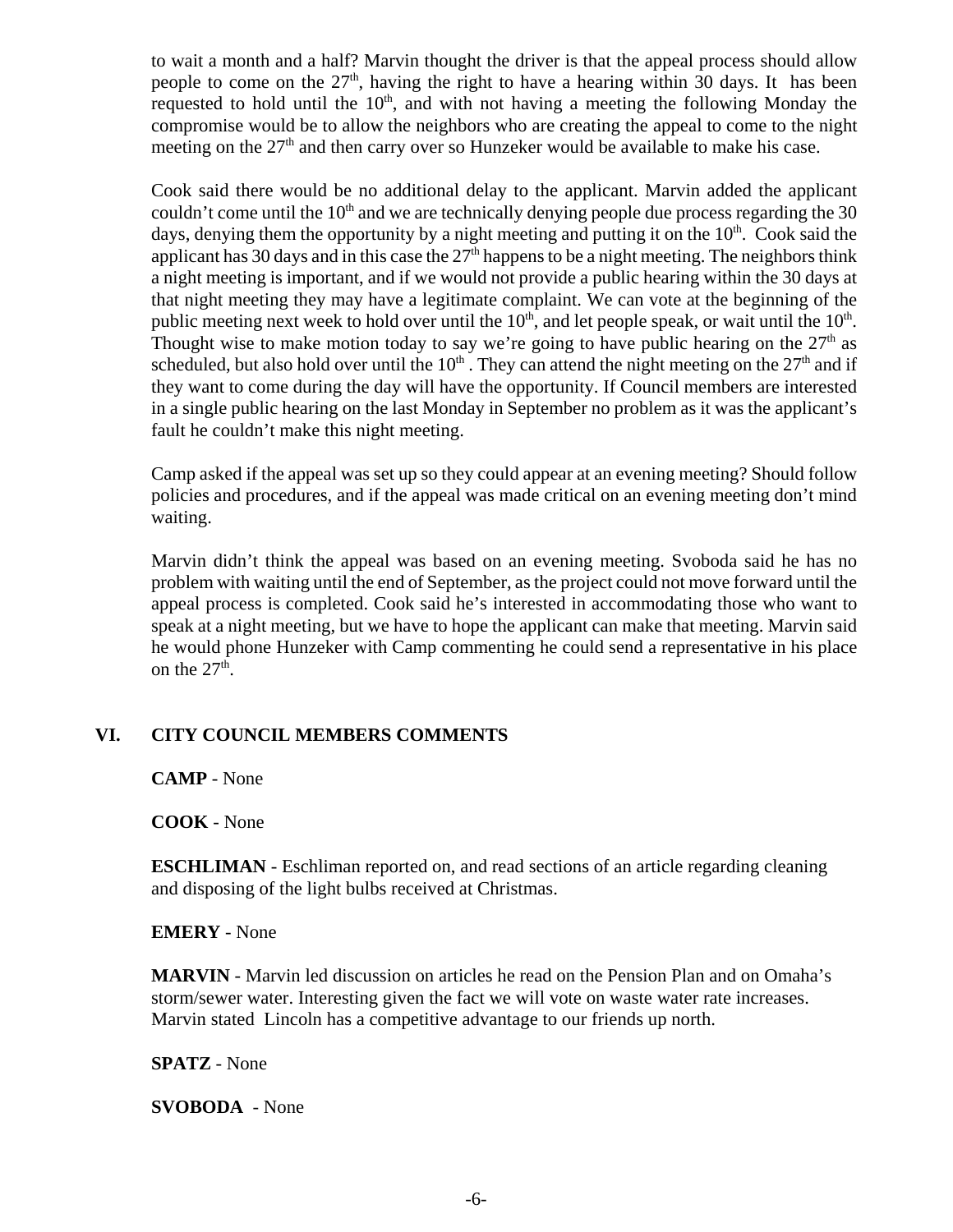to wait a month and a half? Marvin thought the driver is that the appeal process should allow people to come on the 27th, having the right to have a hearing within 30 days. It has been requested to hold until the 10th, and with not having a meeting the following Monday the compromise would be to allow the neighbors who are creating the appeal to come to the night meeting on the 27th and then carry over so Hunzeker would be available to make his case.

Cook said there would be no additional delay to the applicant. Marvin added the applicant couldn't come until the 10th and we are technically denying people due process regarding the 30 days, denying them the opportunity by a night meeting and putting it on the 10th. Cook said the applicant has 30 days and in this case the 27th happens to be a night meeting. The neighbors think a night meeting is important, and if we would not provide a public hearing within the 30 days at that night meeting they may have a legitimate complaint. We can vote at the beginning of the public meeting next week to hold over until the 10th, and let people speak, or wait until the 10th. Thought wise to make motion today to say we're going to have public hearing on the 27th as scheduled, but also hold over until the 10th. They can attend the night meeting on the 27th and if they want to come during the day will have the opportunity. If Council members are interested in a single public hearing on the last Monday in September no problem as it was the applicant's fault he couldn't make this night meeting.

Camp asked if the appeal was set up so they could appear at an evening meeting? Should follow policies and procedures, and if the appeal was made critical on an evening meeting don't mind waiting.

Marvin didn't think the appeal was based on an evening meeting. Svoboda said he has no problem with waiting until the end of September, as the project could not move forward until the appeal process is completed. Cook said he's interested in accommodating those who want to speak at a night meeting, but we have to hope the applicant can make that meeting. Marvin said he would phone Hunzeker with Camp commenting he could send a representative in his place on the 27th.

## VI. CITY COUNCIL MEMBERS COMMENTS

**CAMP** - None

**COOK** - None

**ESCHLIMAN** - Eschliman reported on, and read sections of an article regarding cleaning and disposing of the light bulbs received at Christmas.

**EMERY** - None

**MARVIN** - Marvin led discussion on articles he read on the Pension Plan and on Omaha's storm/sewer water. Interesting given the fact we will vote on waste water rate increases. Marvin stated Lincoln has a competitive advantage to our friends up north.

**SPATZ** - None

**SVOBODA** - None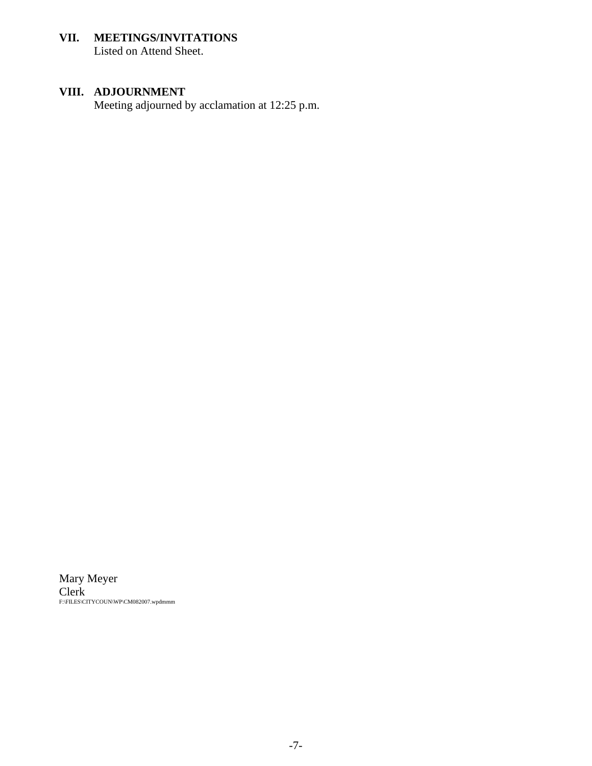## VII. MEETINGS/INVITATIONS

Listed on Attend Sheet.

## VIII. ADJOURNMENT

Meeting adjourned by acclamation at 12:25 p.m.

Mary Meyer
Clerk
F:\FILES\CITYCOUN\WP\CM082007.wpdmmm